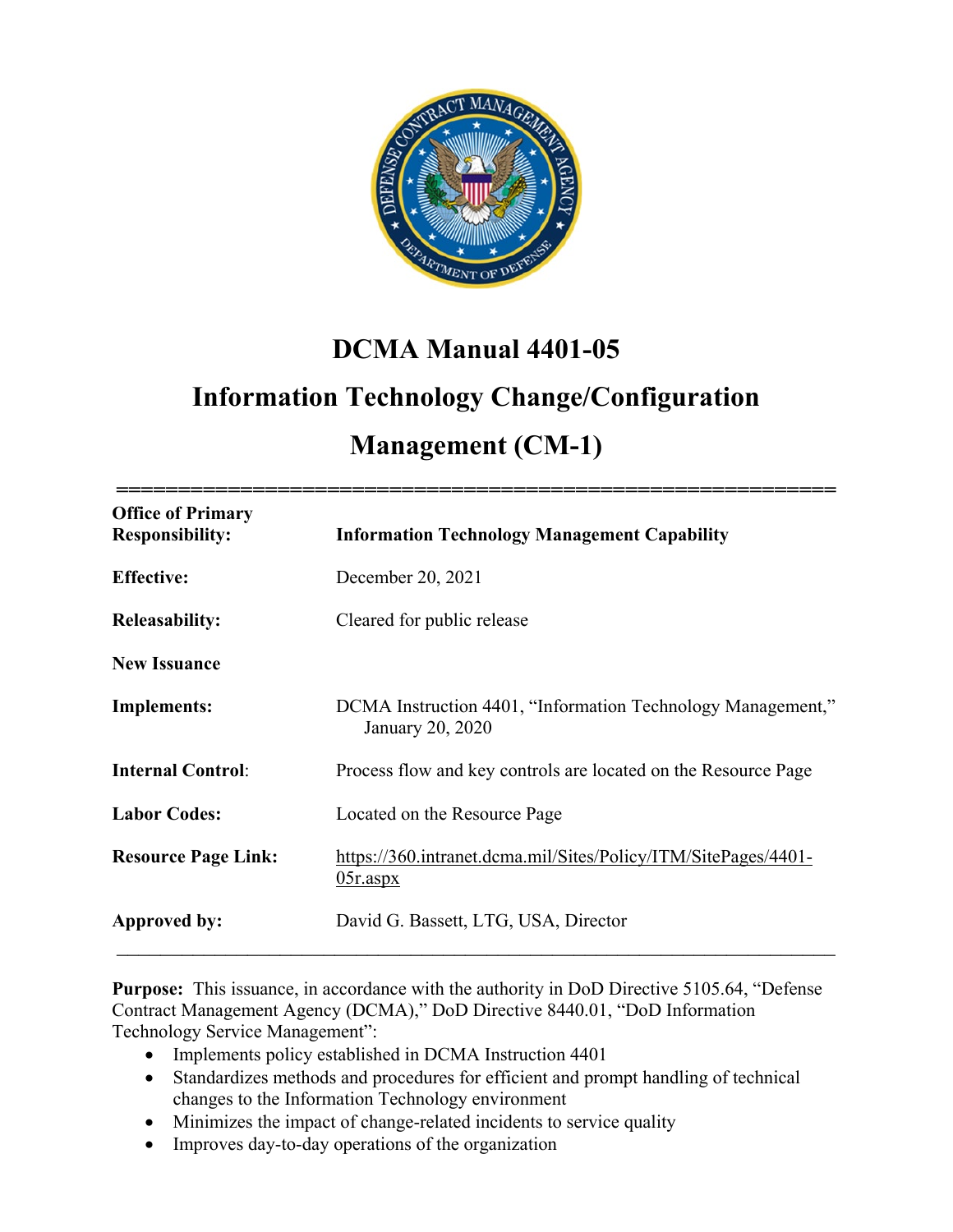# DCMA Manual 4401-05

# Information Technology Change/Configuration Management (CM-1)

| | |
|---|---|
| **Office of Primary Responsibility:** | **Information Technology Management Capability** |
| **Effective:** | December 20, 2021 |
| **Releasability:** | Cleared for public release |
| **New Issuance** | |
| **Implements:** | DCMA Instruction 4401, "Information Technology Management," January 20, 2020 |
| **Internal Control:** | Process flow and key controls are located on the Resource Page |
| **Labor Codes:** | Located on the Resource Page |
| **Resource Page Link:** | https://360.intranet.dcma.mil/Sites/Policy/ITM/SitePages/4401-05r.aspx |
| **Approved by:** | David G. Bassett, LTG, USA, Director |

**Purpose:** This issuance, in accordance with the authority in DoD Directive 5105.64, "Defense Contract Management Agency (DCMA)," DoD Directive 8440.01, "DoD Information Technology Service Management":

- Implements policy established in DCMA Instruction 4401
- Standardizes methods and procedures for efficient and prompt handling of technical changes to the Information Technology environment
- Minimizes the impact of change-related incidents to service quality
- Improves day-to-day operations of the organization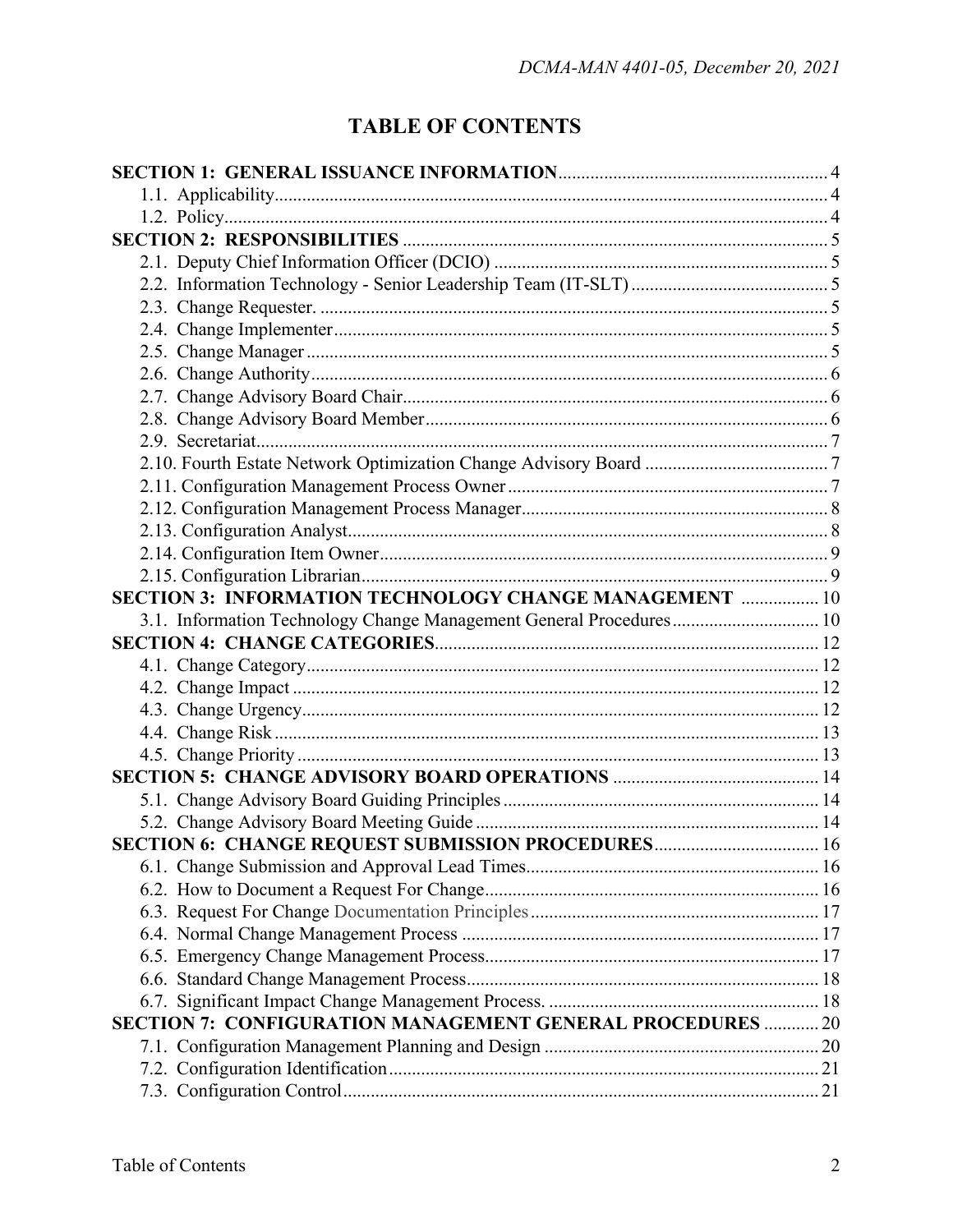# TABLE OF CONTENTS

**SECTION 1: GENERAL ISSUANCE INFORMATION** .......... 4
- 1.1. Applicability .......... 4
- 1.2. Policy .......... 4

**SECTION 2: RESPONSIBILITIES** .......... 5
- 2.1. Deputy Chief Information Officer (DCIO) .......... 5
- 2.2. Information Technology - Senior Leadership Team (IT-SLT) .......... 5
- 2.3. Change Requester. .......... 5
- 2.4. Change Implementer .......... 5
- 2.5. Change Manager .......... 5
- 2.6. Change Authority .......... 6
- 2.7. Change Advisory Board Chair .......... 6
- 2.8. Change Advisory Board Member .......... 6
- 2.9. Secretariat .......... 7
- 2.10. Fourth Estate Network Optimization Change Advisory Board .......... 7
- 2.11. Configuration Management Process Owner .......... 7
- 2.12. Configuration Management Process Manager .......... 8
- 2.13. Configuration Analyst .......... 8
- 2.14. Configuration Item Owner .......... 9
- 2.15. Configuration Librarian .......... 9

**SECTION 3: INFORMATION TECHNOLOGY CHANGE MANAGEMENT** .......... 10
- 3.1. Information Technology Change Management General Procedures .......... 10

**SECTION 4: CHANGE CATEGORIES** .......... 12
- 4.1. Change Category .......... 12
- 4.2. Change Impact .......... 12
- 4.3. Change Urgency .......... 12
- 4.4. Change Risk .......... 13
- 4.5. Change Priority .......... 13

**SECTION 5: CHANGE ADVISORY BOARD OPERATIONS** .......... 14
- 5.1. Change Advisory Board Guiding Principles .......... 14
- 5.2. Change Advisory Board Meeting Guide .......... 14

**SECTION 6: CHANGE REQUEST SUBMISSION PROCEDURES** .......... 16
- 6.1. Change Submission and Approval Lead Times .......... 16
- 6.2. How to Document a Request For Change .......... 16
- 6.3. Request For Change Documentation Principles .......... 17
- 6.4. Normal Change Management Process .......... 17
- 6.5. Emergency Change Management Process .......... 17
- 6.6. Standard Change Management Process .......... 18
- 6.7. Significant Impact Change Management Process. .......... 18

**SECTION 7: CONFIGURATION MANAGEMENT GENERAL PROCEDURES** .......... 20
- 7.1. Configuration Management Planning and Design .......... 20
- 7.2. Configuration Identification .......... 21
- 7.3. Configuration Control .......... 21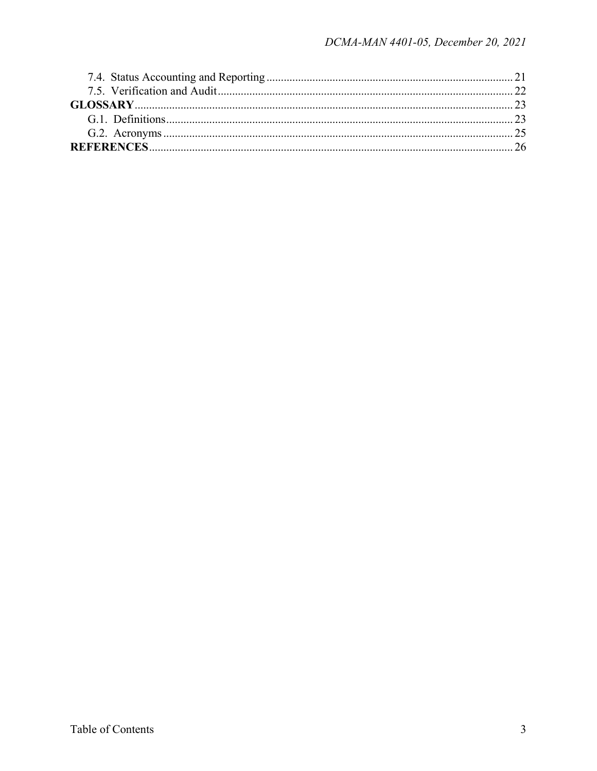7.4. Status Accounting and Reporting ..... 21
7.5. Verification and Audit ..... 22

**GLOSSARY** ..... 23

G.1. Definitions ..... 23
G.2. Acronyms ..... 25

**REFERENCES** ..... 26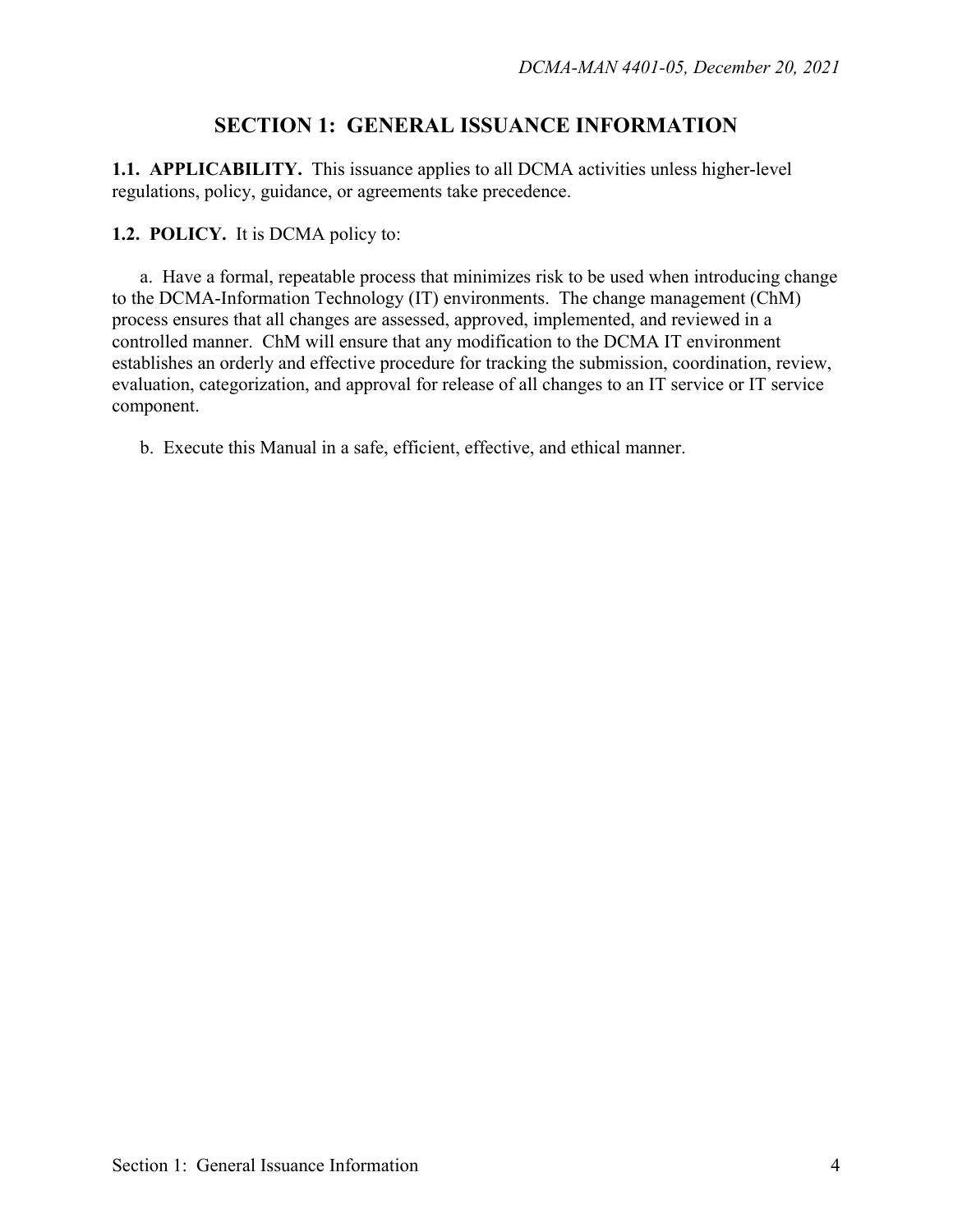# SECTION 1: GENERAL ISSUANCE INFORMATION

**1.1. APPLICABILITY.** This issuance applies to all DCMA activities unless higher-level regulations, policy, guidance, or agreements take precedence.

**1.2. POLICY.** It is DCMA policy to:

a. Have a formal, repeatable process that minimizes risk to be used when introducing change to the DCMA-Information Technology (IT) environments. The change management (ChM) process ensures that all changes are assessed, approved, implemented, and reviewed in a controlled manner. ChM will ensure that any modification to the DCMA IT environment establishes an orderly and effective procedure for tracking the submission, coordination, review, evaluation, categorization, and approval for release of all changes to an IT service or IT service component.

b. Execute this Manual in a safe, efficient, effective, and ethical manner.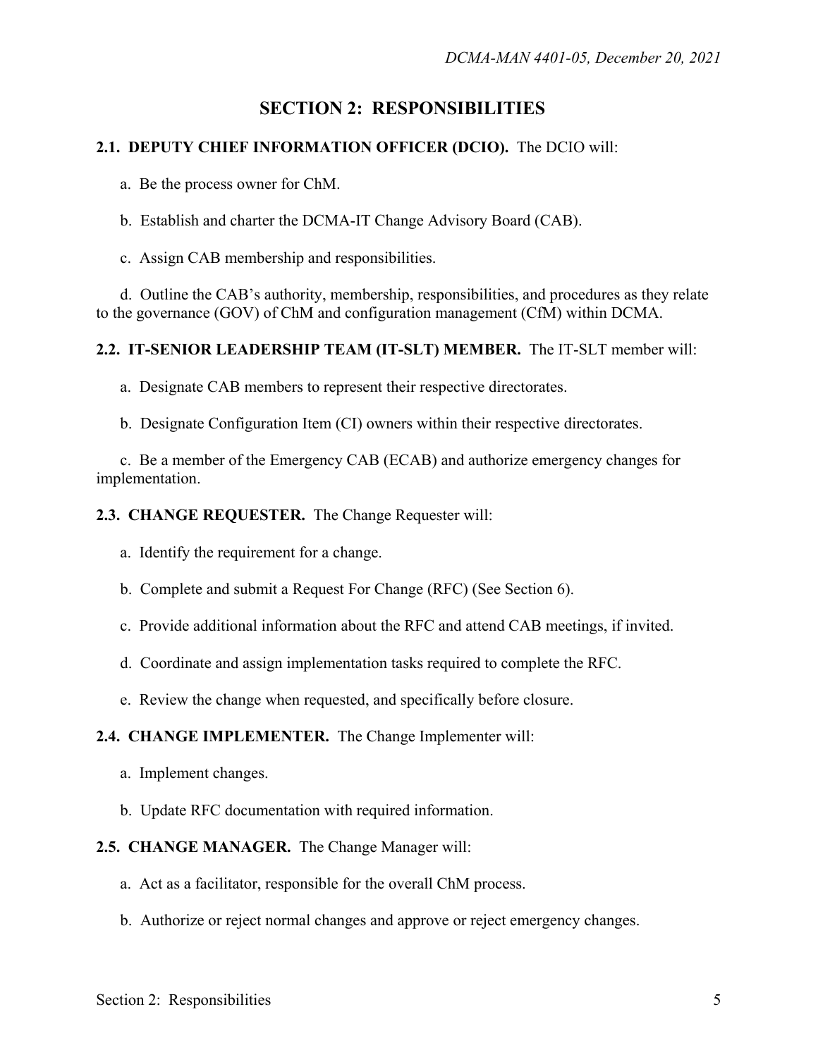# SECTION 2: RESPONSIBILITIES

**2.1. DEPUTY CHIEF INFORMATION OFFICER (DCIO).** The DCIO will:

a. Be the process owner for ChM.

b. Establish and charter the DCMA-IT Change Advisory Board (CAB).

c. Assign CAB membership and responsibilities.

d. Outline the CAB's authority, membership, responsibilities, and procedures as they relate to the governance (GOV) of ChM and configuration management (CfM) within DCMA.

**2.2. IT-SENIOR LEADERSHIP TEAM (IT-SLT) MEMBER.** The IT-SLT member will:

a. Designate CAB members to represent their respective directorates.

b. Designate Configuration Item (CI) owners within their respective directorates.

c. Be a member of the Emergency CAB (ECAB) and authorize emergency changes for implementation.

**2.3. CHANGE REQUESTER.** The Change Requester will:

a. Identify the requirement for a change.

b. Complete and submit a Request For Change (RFC) (See Section 6).

c. Provide additional information about the RFC and attend CAB meetings, if invited.

d. Coordinate and assign implementation tasks required to complete the RFC.

e. Review the change when requested, and specifically before closure.

**2.4. CHANGE IMPLEMENTER.** The Change Implementer will:

a. Implement changes.

b. Update RFC documentation with required information.

**2.5. CHANGE MANAGER.** The Change Manager will:

a. Act as a facilitator, responsible for the overall ChM process.

b. Authorize or reject normal changes and approve or reject emergency changes.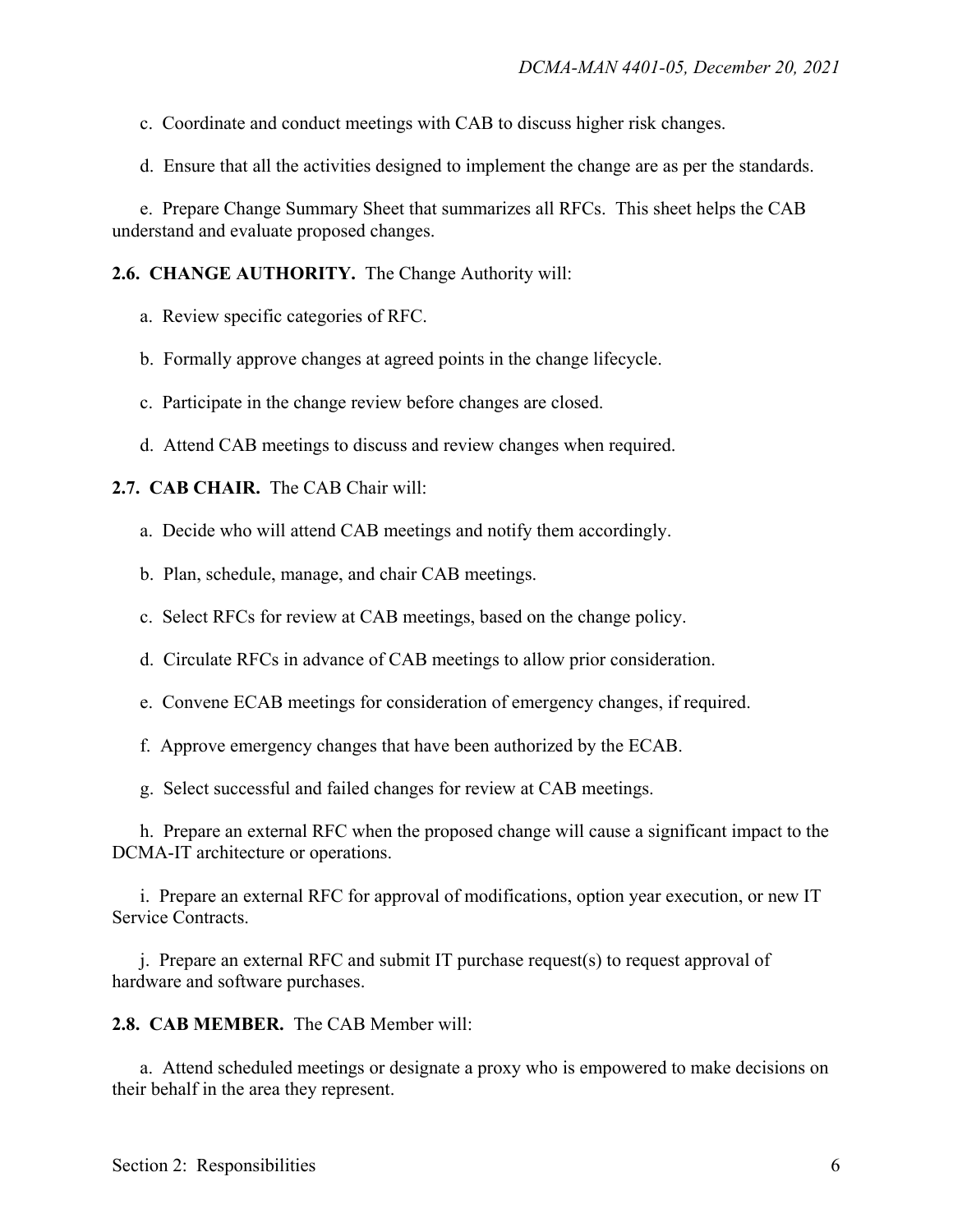c. Coordinate and conduct meetings with CAB to discuss higher risk changes.

d. Ensure that all the activities designed to implement the change are as per the standards.

e. Prepare Change Summary Sheet that summarizes all RFCs. This sheet helps the CAB understand and evaluate proposed changes.

**2.6. CHANGE AUTHORITY.** The Change Authority will:

a. Review specific categories of RFC.

b. Formally approve changes at agreed points in the change lifecycle.

c. Participate in the change review before changes are closed.

d. Attend CAB meetings to discuss and review changes when required.

**2.7. CAB CHAIR.** The CAB Chair will:

a. Decide who will attend CAB meetings and notify them accordingly.

b. Plan, schedule, manage, and chair CAB meetings.

c. Select RFCs for review at CAB meetings, based on the change policy.

d. Circulate RFCs in advance of CAB meetings to allow prior consideration.

e. Convene ECAB meetings for consideration of emergency changes, if required.

f. Approve emergency changes that have been authorized by the ECAB.

g. Select successful and failed changes for review at CAB meetings.

h. Prepare an external RFC when the proposed change will cause a significant impact to the DCMA-IT architecture or operations.

i. Prepare an external RFC for approval of modifications, option year execution, or new IT Service Contracts.

j. Prepare an external RFC and submit IT purchase request(s) to request approval of hardware and software purchases.

**2.8. CAB MEMBER.** The CAB Member will:

a. Attend scheduled meetings or designate a proxy who is empowered to make decisions on their behalf in the area they represent.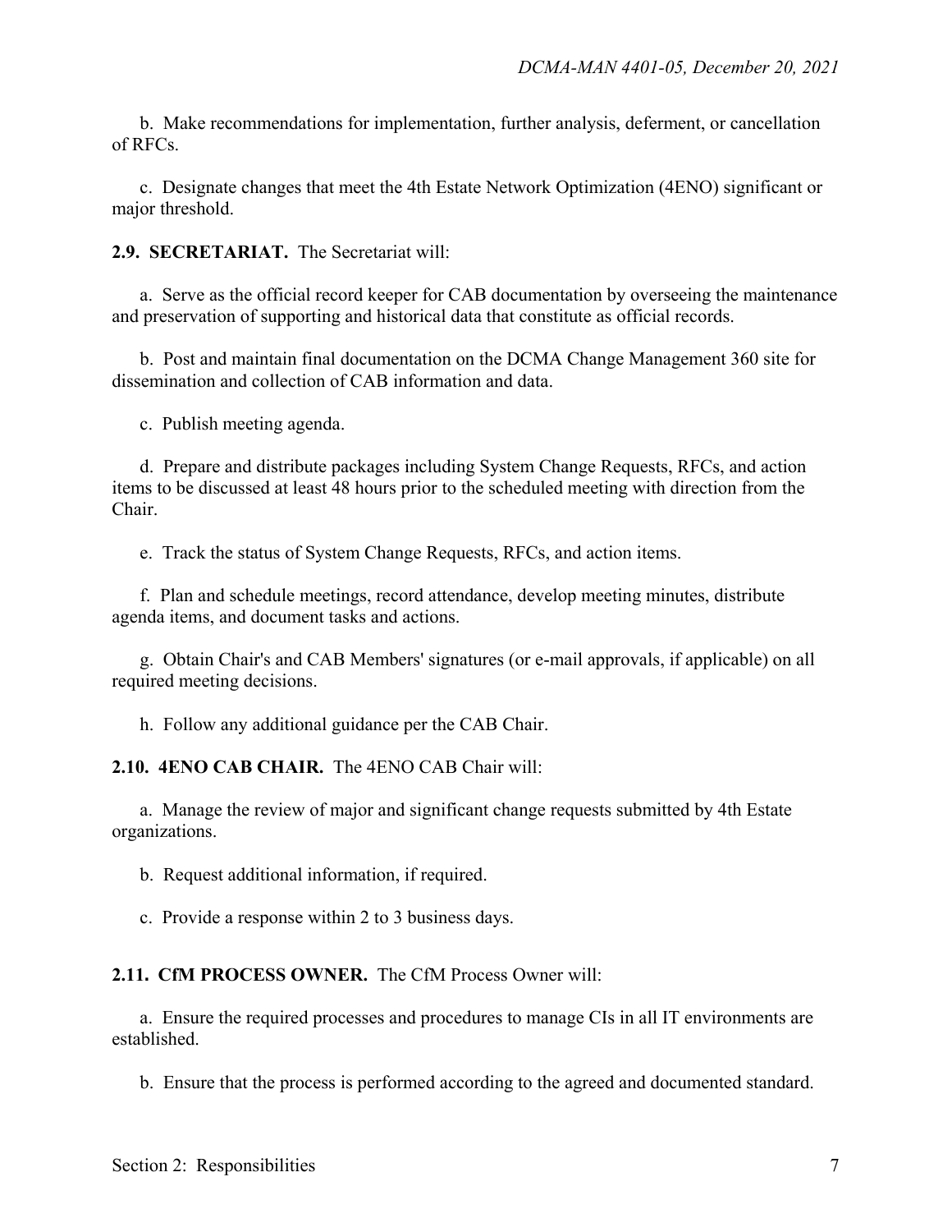b. Make recommendations for implementation, further analysis, deferment, or cancellation of RFCs.

c. Designate changes that meet the 4th Estate Network Optimization (4ENO) significant or major threshold.

**2.9. SECRETARIAT.** The Secretariat will:

a. Serve as the official record keeper for CAB documentation by overseeing the maintenance and preservation of supporting and historical data that constitute as official records.

b. Post and maintain final documentation on the DCMA Change Management 360 site for dissemination and collection of CAB information and data.

c. Publish meeting agenda.

d. Prepare and distribute packages including System Change Requests, RFCs, and action items to be discussed at least 48 hours prior to the scheduled meeting with direction from the Chair.

e. Track the status of System Change Requests, RFCs, and action items.

f. Plan and schedule meetings, record attendance, develop meeting minutes, distribute agenda items, and document tasks and actions.

g. Obtain Chair's and CAB Members' signatures (or e-mail approvals, if applicable) on all required meeting decisions.

h. Follow any additional guidance per the CAB Chair.

**2.10. 4ENO CAB CHAIR.** The 4ENO CAB Chair will:

a. Manage the review of major and significant change requests submitted by 4th Estate organizations.

b. Request additional information, if required.

c. Provide a response within 2 to 3 business days.

**2.11. CfM PROCESS OWNER.** The CfM Process Owner will:

a. Ensure the required processes and procedures to manage CIs in all IT environments are established.

b. Ensure that the process is performed according to the agreed and documented standard.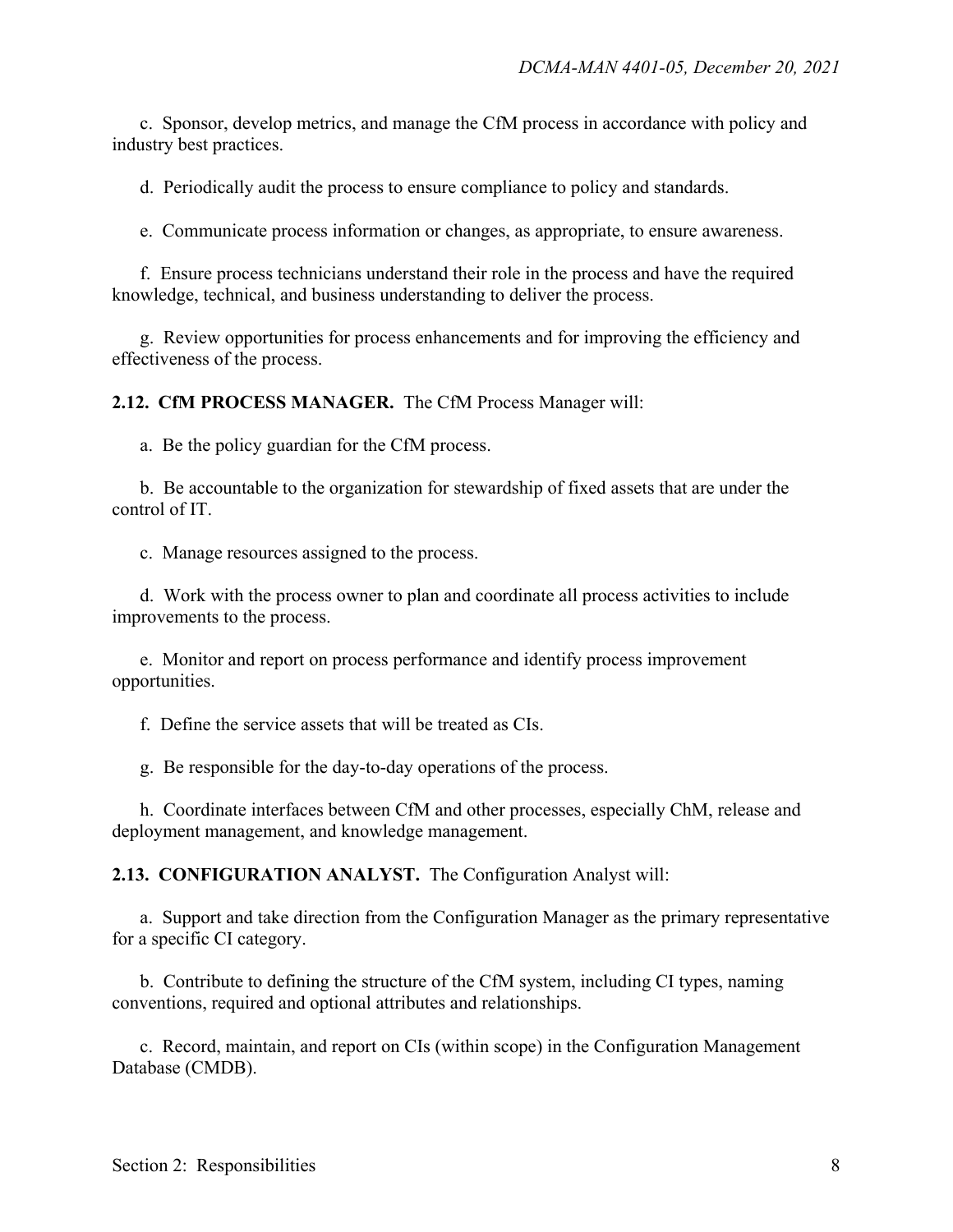c. Sponsor, develop metrics, and manage the CfM process in accordance with policy and industry best practices.

d. Periodically audit the process to ensure compliance to policy and standards.

e. Communicate process information or changes, as appropriate, to ensure awareness.

f. Ensure process technicians understand their role in the process and have the required knowledge, technical, and business understanding to deliver the process.

g. Review opportunities for process enhancements and for improving the efficiency and effectiveness of the process.

**2.12. CfM PROCESS MANAGER.** The CfM Process Manager will:

a. Be the policy guardian for the CfM process.

b. Be accountable to the organization for stewardship of fixed assets that are under the control of IT.

c. Manage resources assigned to the process.

d. Work with the process owner to plan and coordinate all process activities to include improvements to the process.

e. Monitor and report on process performance and identify process improvement opportunities.

f. Define the service assets that will be treated as CIs.

g. Be responsible for the day-to-day operations of the process.

h. Coordinate interfaces between CfM and other processes, especially ChM, release and deployment management, and knowledge management.

**2.13. CONFIGURATION ANALYST.** The Configuration Analyst will:

a. Support and take direction from the Configuration Manager as the primary representative for a specific CI category.

b. Contribute to defining the structure of the CfM system, including CI types, naming conventions, required and optional attributes and relationships.

c. Record, maintain, and report on CIs (within scope) in the Configuration Management Database (CMDB).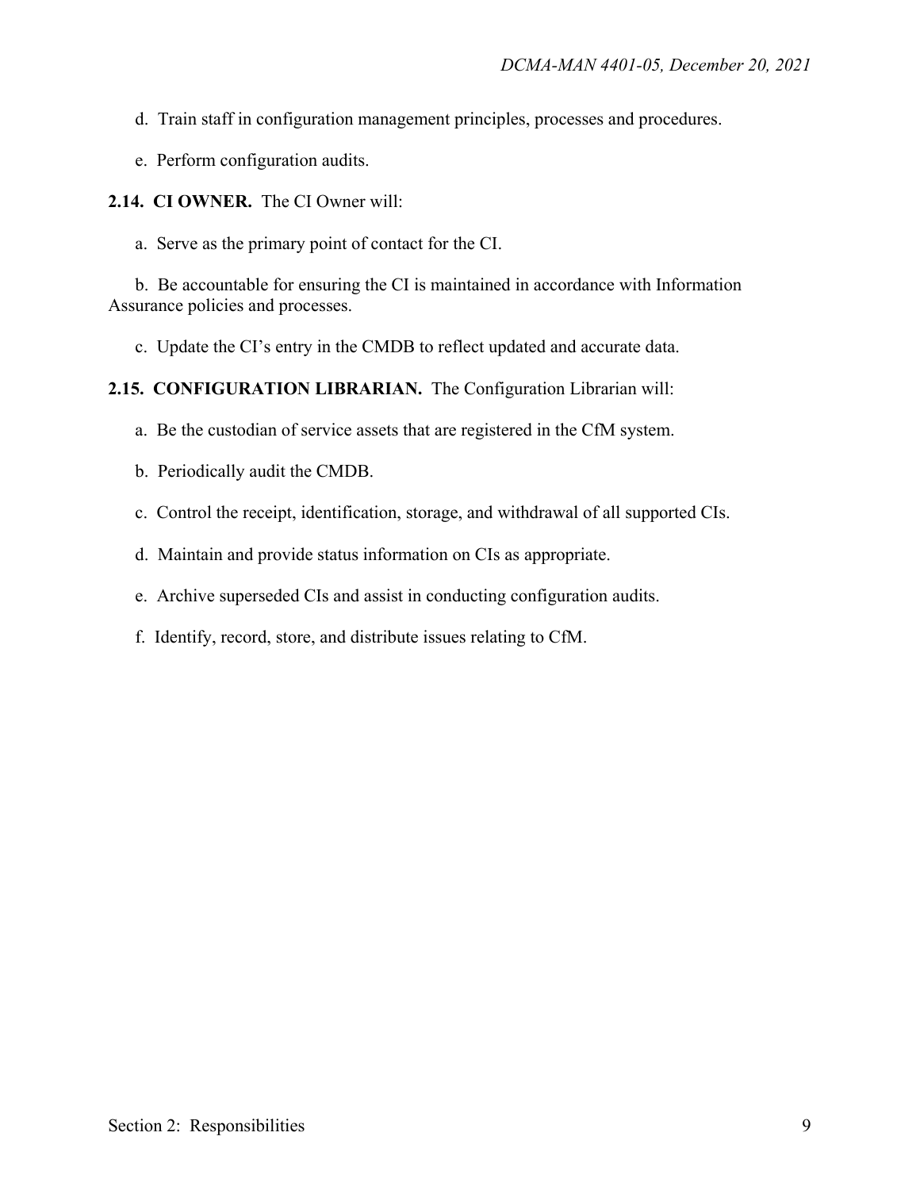d. Train staff in configuration management principles, processes and procedures.

e. Perform configuration audits.

**2.14. CI OWNER.** The CI Owner will:

a. Serve as the primary point of contact for the CI.

b. Be accountable for ensuring the CI is maintained in accordance with Information Assurance policies and processes.

c. Update the CI's entry in the CMDB to reflect updated and accurate data.

**2.15. CONFIGURATION LIBRARIAN.** The Configuration Librarian will:

a. Be the custodian of service assets that are registered in the CfM system.

b. Periodically audit the CMDB.

c. Control the receipt, identification, storage, and withdrawal of all supported CIs.

d. Maintain and provide status information on CIs as appropriate.

e. Archive superseded CIs and assist in conducting configuration audits.

f. Identify, record, store, and distribute issues relating to CfM.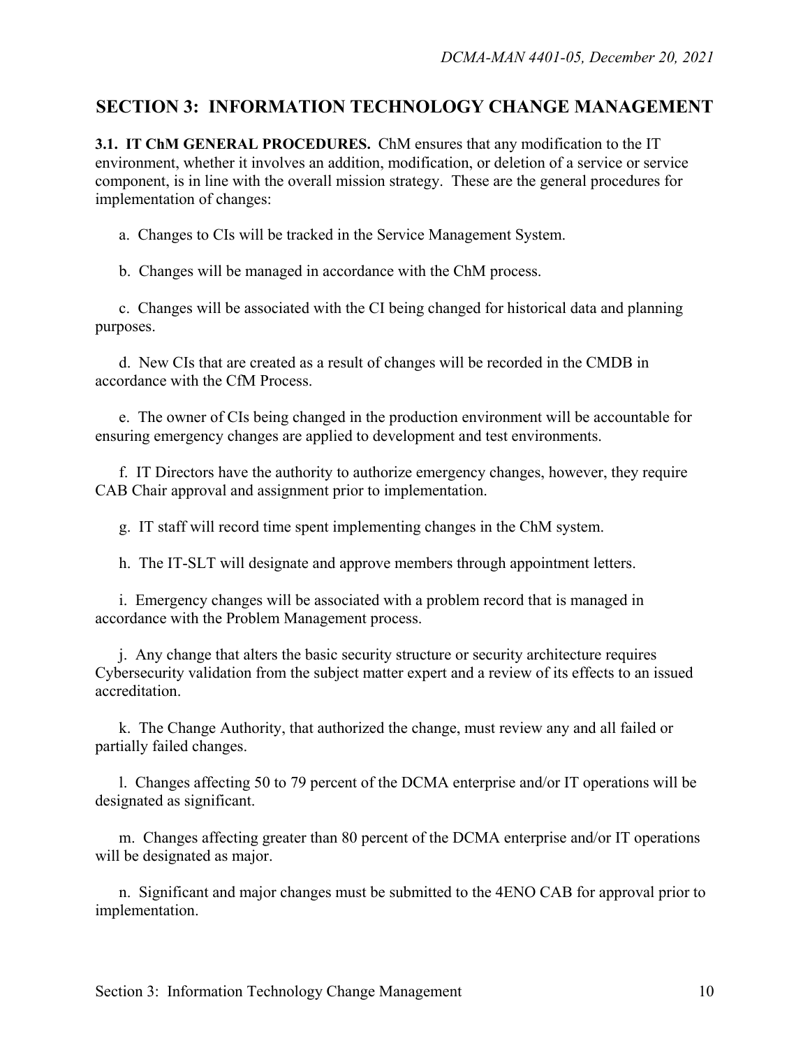## SECTION 3: INFORMATION TECHNOLOGY CHANGE MANAGEMENT

**3.1. IT ChM GENERAL PROCEDURES.** ChM ensures that any modification to the IT environment, whether it involves an addition, modification, or deletion of a service or service component, is in line with the overall mission strategy. These are the general procedures for implementation of changes:

a. Changes to CIs will be tracked in the Service Management System.

b. Changes will be managed in accordance with the ChM process.

c. Changes will be associated with the CI being changed for historical data and planning purposes.

d. New CIs that are created as a result of changes will be recorded in the CMDB in accordance with the CfM Process.

e. The owner of CIs being changed in the production environment will be accountable for ensuring emergency changes are applied to development and test environments.

f. IT Directors have the authority to authorize emergency changes, however, they require CAB Chair approval and assignment prior to implementation.

g. IT staff will record time spent implementing changes in the ChM system.

h. The IT-SLT will designate and approve members through appointment letters.

i. Emergency changes will be associated with a problem record that is managed in accordance with the Problem Management process.

j. Any change that alters the basic security structure or security architecture requires Cybersecurity validation from the subject matter expert and a review of its effects to an issued accreditation.

k. The Change Authority, that authorized the change, must review any and all failed or partially failed changes.

l. Changes affecting 50 to 79 percent of the DCMA enterprise and/or IT operations will be designated as significant.

m. Changes affecting greater than 80 percent of the DCMA enterprise and/or IT operations will be designated as major.

n. Significant and major changes must be submitted to the 4ENO CAB for approval prior to implementation.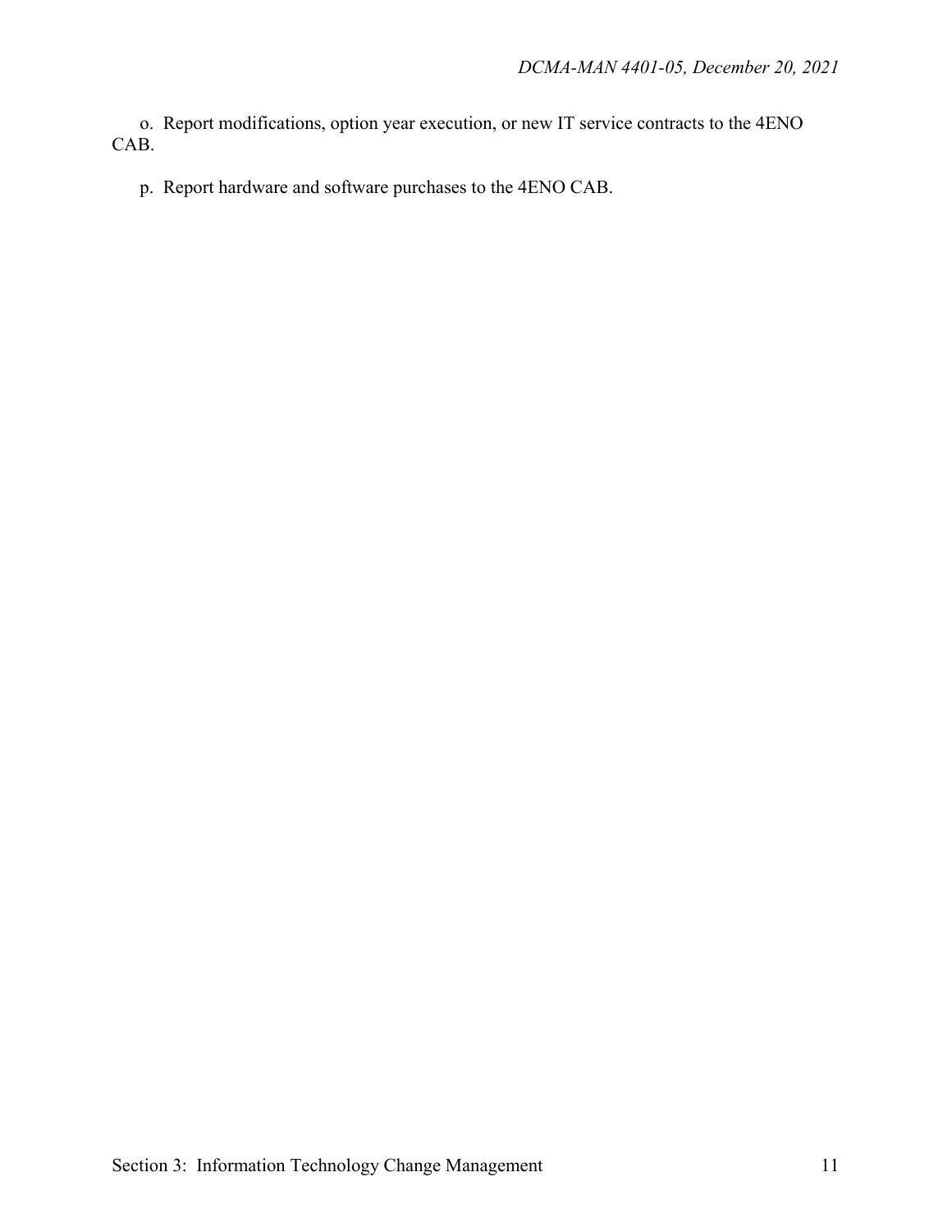o. Report modifications, option year execution, or new IT service contracts to the 4ENO CAB.

p. Report hardware and software purchases to the 4ENO CAB.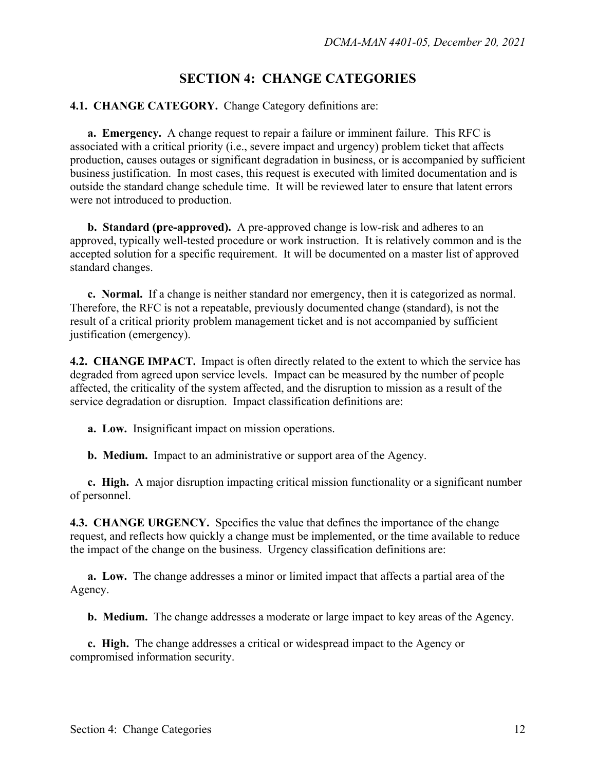## SECTION 4: CHANGE CATEGORIES

**4.1. CHANGE CATEGORY.** Change Category definitions are:

**a. Emergency.** A change request to repair a failure or imminent failure. This RFC is associated with a critical priority (i.e., severe impact and urgency) problem ticket that affects production, causes outages or significant degradation in business, or is accompanied by sufficient business justification. In most cases, this request is executed with limited documentation and is outside the standard change schedule time. It will be reviewed later to ensure that latent errors were not introduced to production.

**b. Standard (pre-approved).** A pre-approved change is low-risk and adheres to an approved, typically well-tested procedure or work instruction. It is relatively common and is the accepted solution for a specific requirement. It will be documented on a master list of approved standard changes.

**c. Normal.** If a change is neither standard nor emergency, then it is categorized as normal. Therefore, the RFC is not a repeatable, previously documented change (standard), is not the result of a critical priority problem management ticket and is not accompanied by sufficient justification (emergency).

**4.2. CHANGE IMPACT.** Impact is often directly related to the extent to which the service has degraded from agreed upon service levels. Impact can be measured by the number of people affected, the criticality of the system affected, and the disruption to mission as a result of the service degradation or disruption. Impact classification definitions are:

**a. Low.** Insignificant impact on mission operations.

**b. Medium.** Impact to an administrative or support area of the Agency.

**c. High.** A major disruption impacting critical mission functionality or a significant number of personnel.

**4.3. CHANGE URGENCY.** Specifies the value that defines the importance of the change request, and reflects how quickly a change must be implemented, or the time available to reduce the impact of the change on the business. Urgency classification definitions are:

**a. Low.** The change addresses a minor or limited impact that affects a partial area of the Agency.

**b. Medium.** The change addresses a moderate or large impact to key areas of the Agency.

**c. High.** The change addresses a critical or widespread impact to the Agency or compromised information security.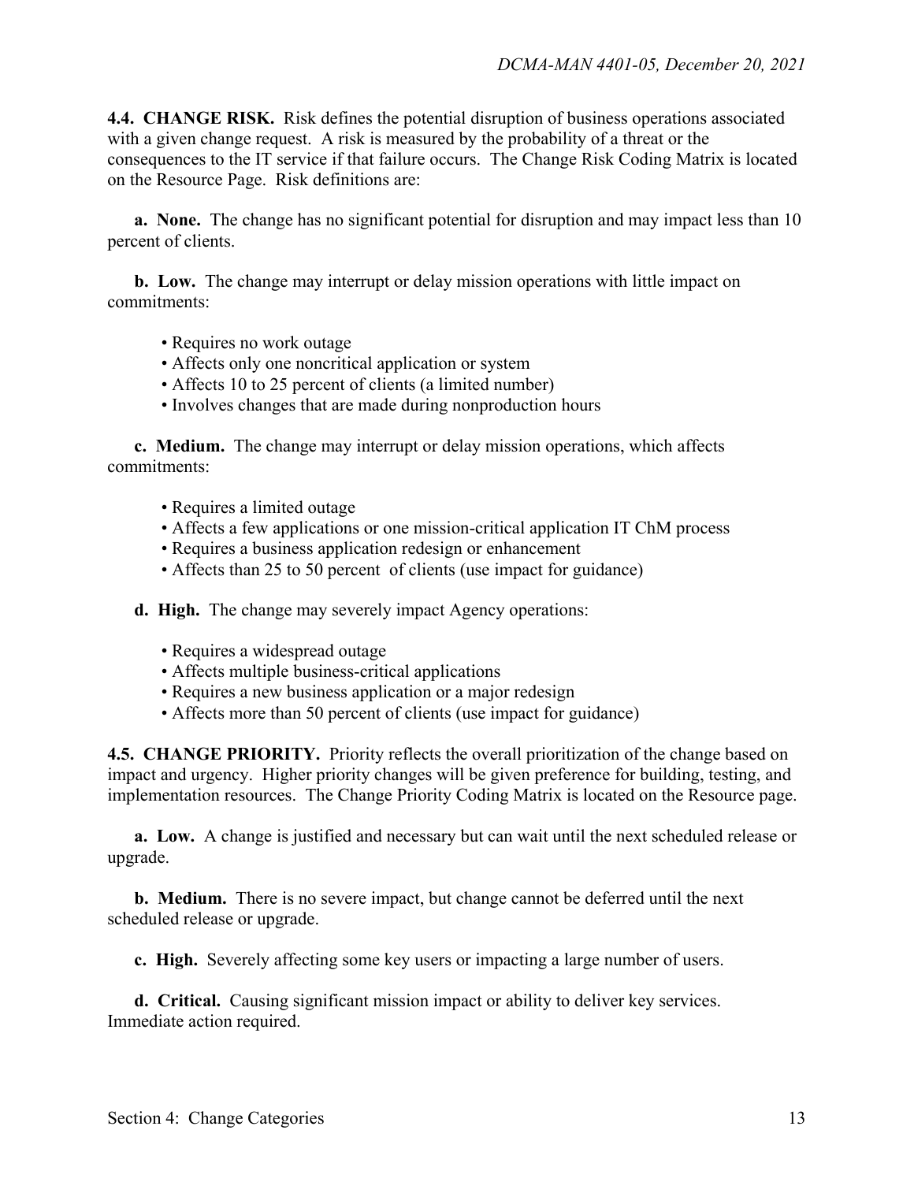**4.4. CHANGE RISK.** Risk defines the potential disruption of business operations associated with a given change request. A risk is measured by the probability of a threat or the consequences to the IT service if that failure occurs. The Change Risk Coding Matrix is located on the Resource Page. Risk definitions are:

**a. None.** The change has no significant potential for disruption and may impact less than 10 percent of clients.

**b. Low.** The change may interrupt or delay mission operations with little impact on commitments:

- Requires no work outage
- Affects only one noncritical application or system
- Affects 10 to 25 percent of clients (a limited number)
- Involves changes that are made during nonproduction hours

**c. Medium.** The change may interrupt or delay mission operations, which affects commitments:

- Requires a limited outage
- Affects a few applications or one mission-critical application IT ChM process
- Requires a business application redesign or enhancement
- Affects than 25 to 50 percent of clients (use impact for guidance)

**d. High.** The change may severely impact Agency operations:

- Requires a widespread outage
- Affects multiple business-critical applications
- Requires a new business application or a major redesign
- Affects more than 50 percent of clients (use impact for guidance)

**4.5. CHANGE PRIORITY.** Priority reflects the overall prioritization of the change based on impact and urgency. Higher priority changes will be given preference for building, testing, and implementation resources. The Change Priority Coding Matrix is located on the Resource page.

**a. Low.** A change is justified and necessary but can wait until the next scheduled release or upgrade.

**b. Medium.** There is no severe impact, but change cannot be deferred until the next scheduled release or upgrade.

**c. High.** Severely affecting some key users or impacting a large number of users.

**d. Critical.** Causing significant mission impact or ability to deliver key services. Immediate action required.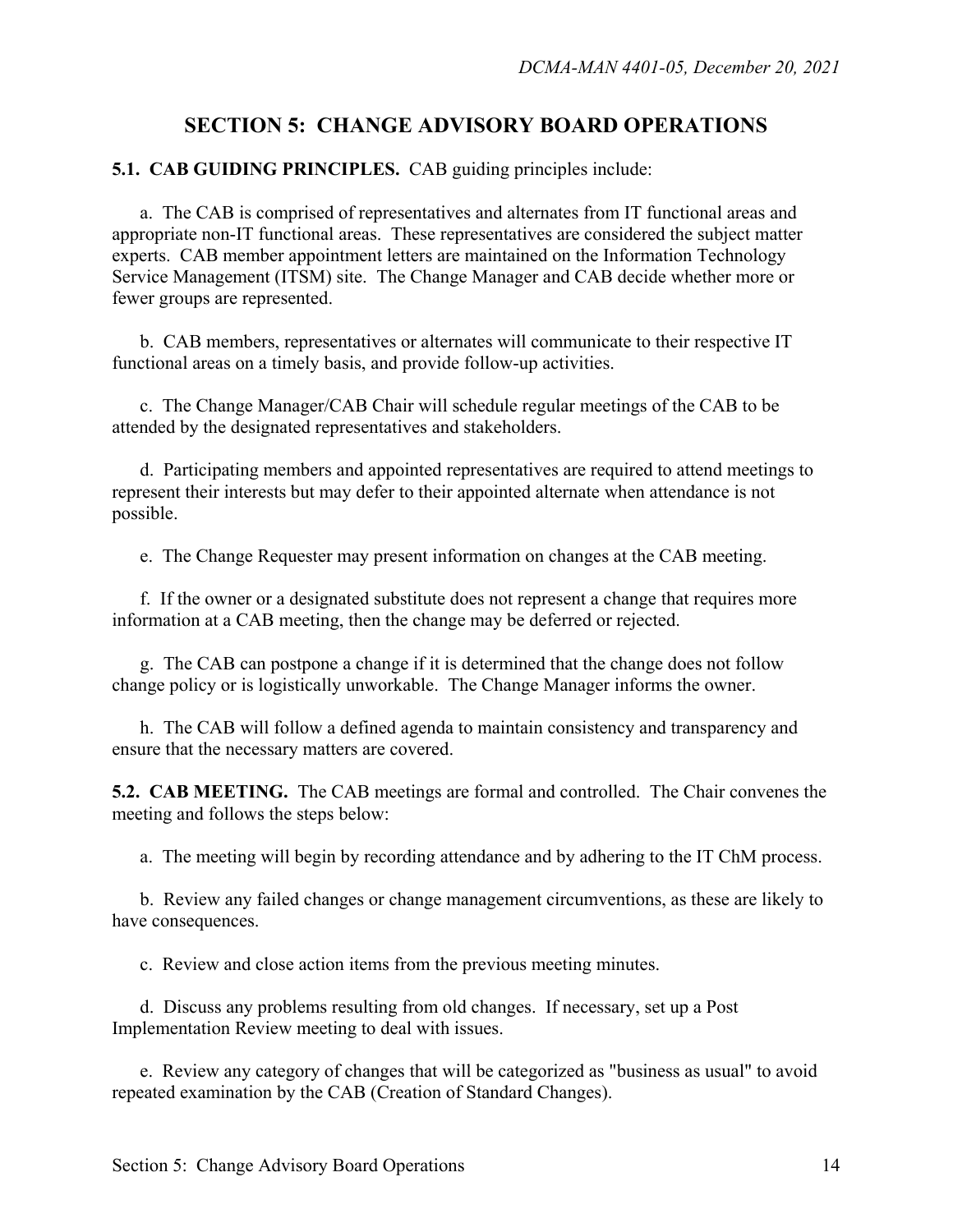# SECTION 5: CHANGE ADVISORY BOARD OPERATIONS

**5.1. CAB GUIDING PRINCIPLES.** CAB guiding principles include:

a. The CAB is comprised of representatives and alternates from IT functional areas and appropriate non-IT functional areas. These representatives are considered the subject matter experts. CAB member appointment letters are maintained on the Information Technology Service Management (ITSM) site. The Change Manager and CAB decide whether more or fewer groups are represented.

b. CAB members, representatives or alternates will communicate to their respective IT functional areas on a timely basis, and provide follow-up activities.

c. The Change Manager/CAB Chair will schedule regular meetings of the CAB to be attended by the designated representatives and stakeholders.

d. Participating members and appointed representatives are required to attend meetings to represent their interests but may defer to their appointed alternate when attendance is not possible.

e. The Change Requester may present information on changes at the CAB meeting.

f. If the owner or a designated substitute does not represent a change that requires more information at a CAB meeting, then the change may be deferred or rejected.

g. The CAB can postpone a change if it is determined that the change does not follow change policy or is logistically unworkable. The Change Manager informs the owner.

h. The CAB will follow a defined agenda to maintain consistency and transparency and ensure that the necessary matters are covered.

**5.2. CAB MEETING.** The CAB meetings are formal and controlled. The Chair convenes the meeting and follows the steps below:

a. The meeting will begin by recording attendance and by adhering to the IT ChM process.

b. Review any failed changes or change management circumventions, as these are likely to have consequences.

c. Review and close action items from the previous meeting minutes.

d. Discuss any problems resulting from old changes. If necessary, set up a Post Implementation Review meeting to deal with issues.

e. Review any category of changes that will be categorized as "business as usual" to avoid repeated examination by the CAB (Creation of Standard Changes).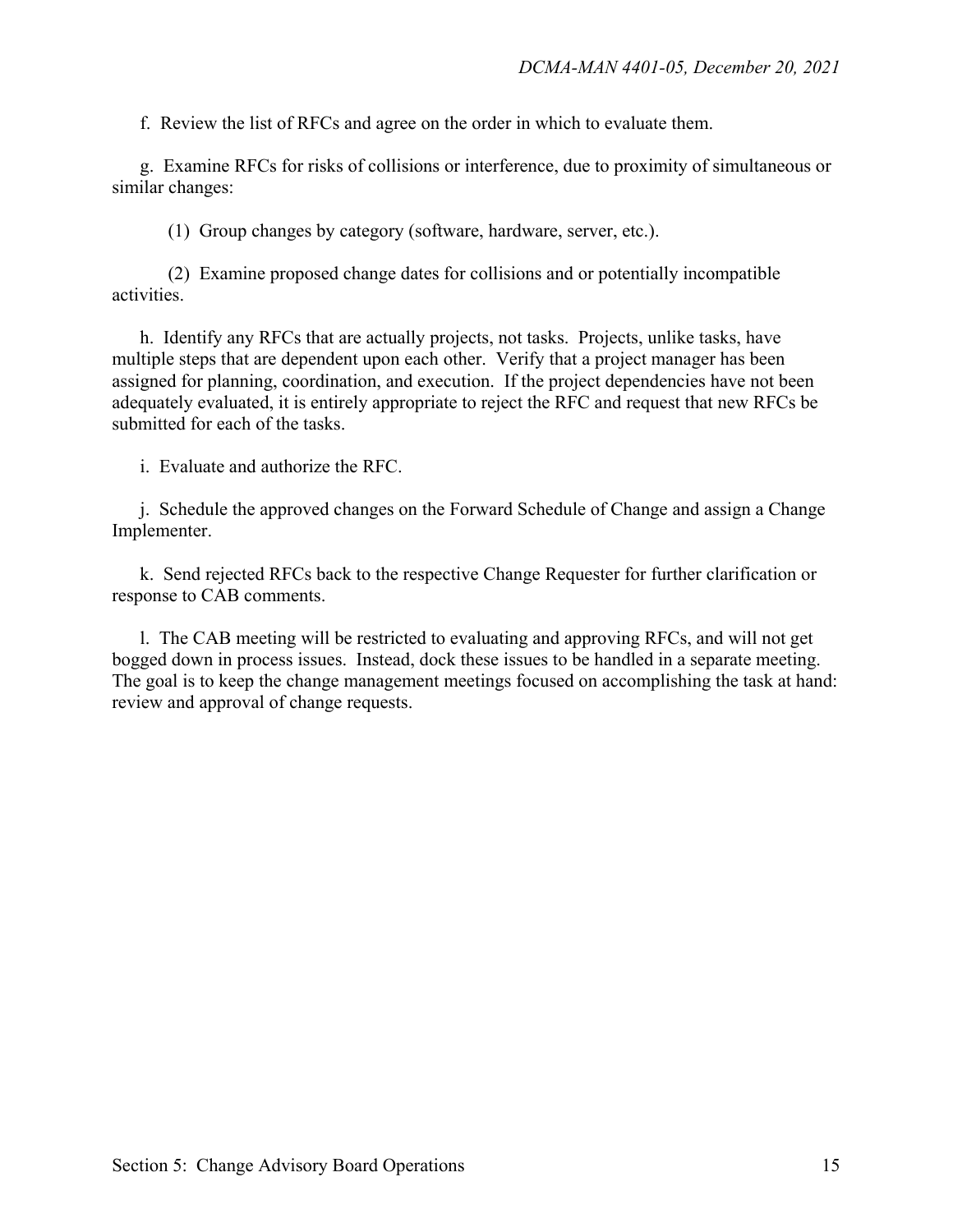f. Review the list of RFCs and agree on the order in which to evaluate them.

g. Examine RFCs for risks of collisions or interference, due to proximity of simultaneous or similar changes:

(1) Group changes by category (software, hardware, server, etc.).

(2) Examine proposed change dates for collisions and or potentially incompatible activities.

h. Identify any RFCs that are actually projects, not tasks. Projects, unlike tasks, have multiple steps that are dependent upon each other. Verify that a project manager has been assigned for planning, coordination, and execution. If the project dependencies have not been adequately evaluated, it is entirely appropriate to reject the RFC and request that new RFCs be submitted for each of the tasks.

i. Evaluate and authorize the RFC.

j. Schedule the approved changes on the Forward Schedule of Change and assign a Change Implementer.

k. Send rejected RFCs back to the respective Change Requester for further clarification or response to CAB comments.

l. The CAB meeting will be restricted to evaluating and approving RFCs, and will not get bogged down in process issues. Instead, dock these issues to be handled in a separate meeting. The goal is to keep the change management meetings focused on accomplishing the task at hand: review and approval of change requests.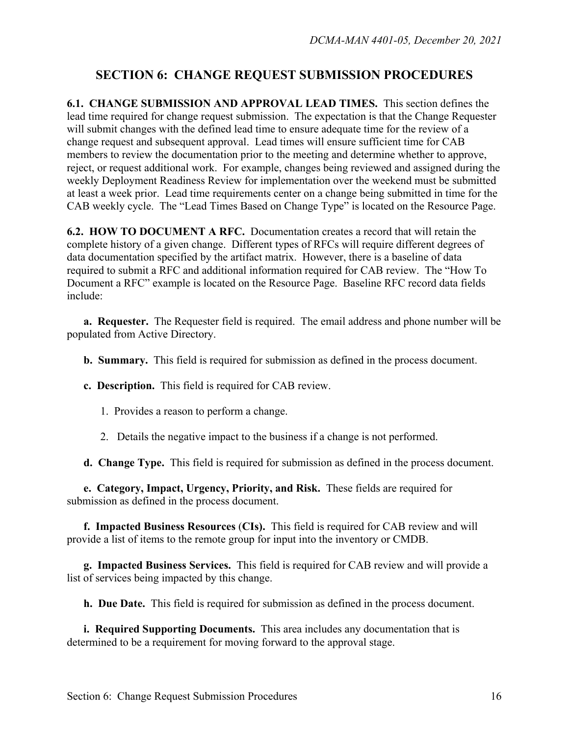## SECTION 6: CHANGE REQUEST SUBMISSION PROCEDURES

**6.1. CHANGE SUBMISSION AND APPROVAL LEAD TIMES.** This section defines the lead time required for change request submission. The expectation is that the Change Requester will submit changes with the defined lead time to ensure adequate time for the review of a change request and subsequent approval. Lead times will ensure sufficient time for CAB members to review the documentation prior to the meeting and determine whether to approve, reject, or request additional work. For example, changes being reviewed and assigned during the weekly Deployment Readiness Review for implementation over the weekend must be submitted at least a week prior. Lead time requirements center on a change being submitted in time for the CAB weekly cycle. The "Lead Times Based on Change Type" is located on the Resource Page.

**6.2. HOW TO DOCUMENT A RFC.** Documentation creates a record that will retain the complete history of a given change. Different types of RFCs will require different degrees of data documentation specified by the artifact matrix. However, there is a baseline of data required to submit a RFC and additional information required for CAB review. The "How To Document a RFC" example is located on the Resource Page. Baseline RFC record data fields include:

**a. Requester.** The Requester field is required. The email address and phone number will be populated from Active Directory.

**b. Summary.** This field is required for submission as defined in the process document.

**c. Description.** This field is required for CAB review.

1. Provides a reason to perform a change.

2. Details the negative impact to the business if a change is not performed.

**d. Change Type.** This field is required for submission as defined in the process document.

**e. Category, Impact, Urgency, Priority, and Risk.** These fields are required for submission as defined in the process document.

**f. Impacted Business Resources (CIs).** This field is required for CAB review and will provide a list of items to the remote group for input into the inventory or CMDB.

**g. Impacted Business Services.** This field is required for CAB review and will provide a list of services being impacted by this change.

**h. Due Date.** This field is required for submission as defined in the process document.

**i. Required Supporting Documents.** This area includes any documentation that is determined to be a requirement for moving forward to the approval stage.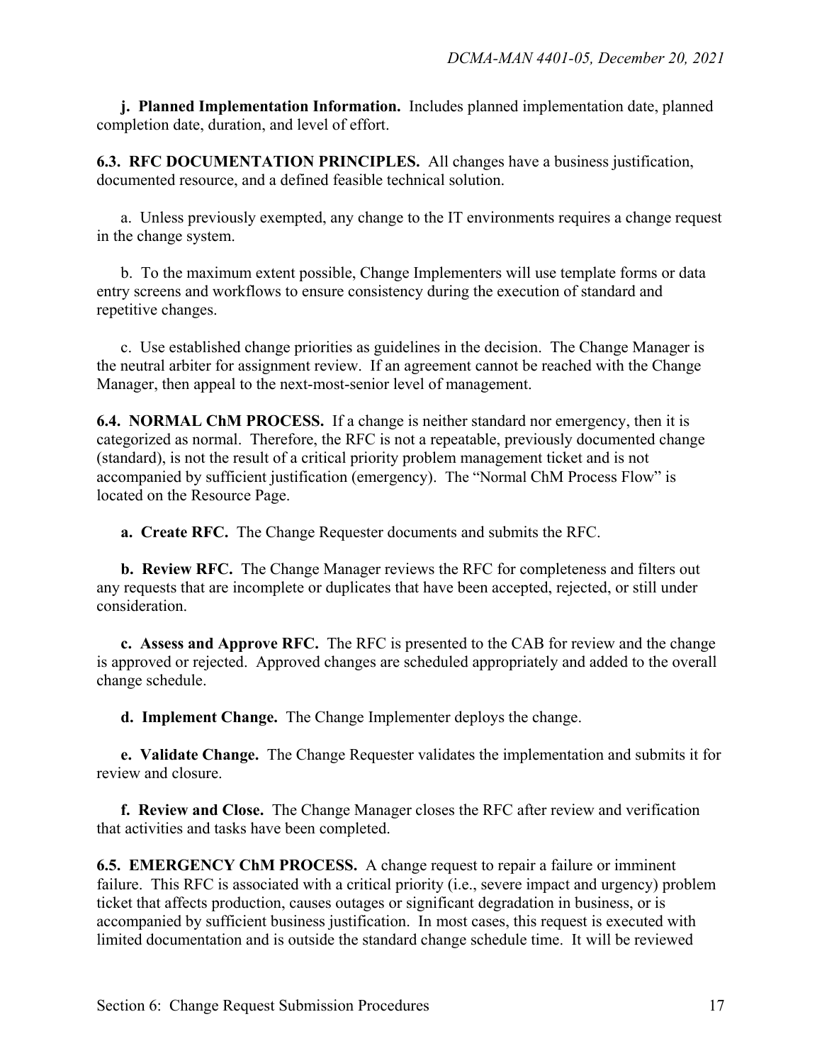**j. Planned Implementation Information.** Includes planned implementation date, planned completion date, duration, and level of effort.

**6.3. RFC DOCUMENTATION PRINCIPLES.** All changes have a business justification, documented resource, and a defined feasible technical solution.

a. Unless previously exempted, any change to the IT environments requires a change request in the change system.

b. To the maximum extent possible, Change Implementers will use template forms or data entry screens and workflows to ensure consistency during the execution of standard and repetitive changes.

c. Use established change priorities as guidelines in the decision. The Change Manager is the neutral arbiter for assignment review. If an agreement cannot be reached with the Change Manager, then appeal to the next-most-senior level of management.

**6.4. NORMAL ChM PROCESS.** If a change is neither standard nor emergency, then it is categorized as normal. Therefore, the RFC is not a repeatable, previously documented change (standard), is not the result of a critical priority problem management ticket and is not accompanied by sufficient justification (emergency). The "Normal ChM Process Flow" is located on the Resource Page.

**a. Create RFC.** The Change Requester documents and submits the RFC.

**b. Review RFC.** The Change Manager reviews the RFC for completeness and filters out any requests that are incomplete or duplicates that have been accepted, rejected, or still under consideration.

**c. Assess and Approve RFC.** The RFC is presented to the CAB for review and the change is approved or rejected. Approved changes are scheduled appropriately and added to the overall change schedule.

**d. Implement Change.** The Change Implementer deploys the change.

**e. Validate Change.** The Change Requester validates the implementation and submits it for review and closure.

**f. Review and Close.** The Change Manager closes the RFC after review and verification that activities and tasks have been completed.

**6.5. EMERGENCY ChM PROCESS.** A change request to repair a failure or imminent failure. This RFC is associated with a critical priority (i.e., severe impact and urgency) problem ticket that affects production, causes outages or significant degradation in business, or is accompanied by sufficient business justification. In most cases, this request is executed with limited documentation and is outside the standard change schedule time. It will be reviewed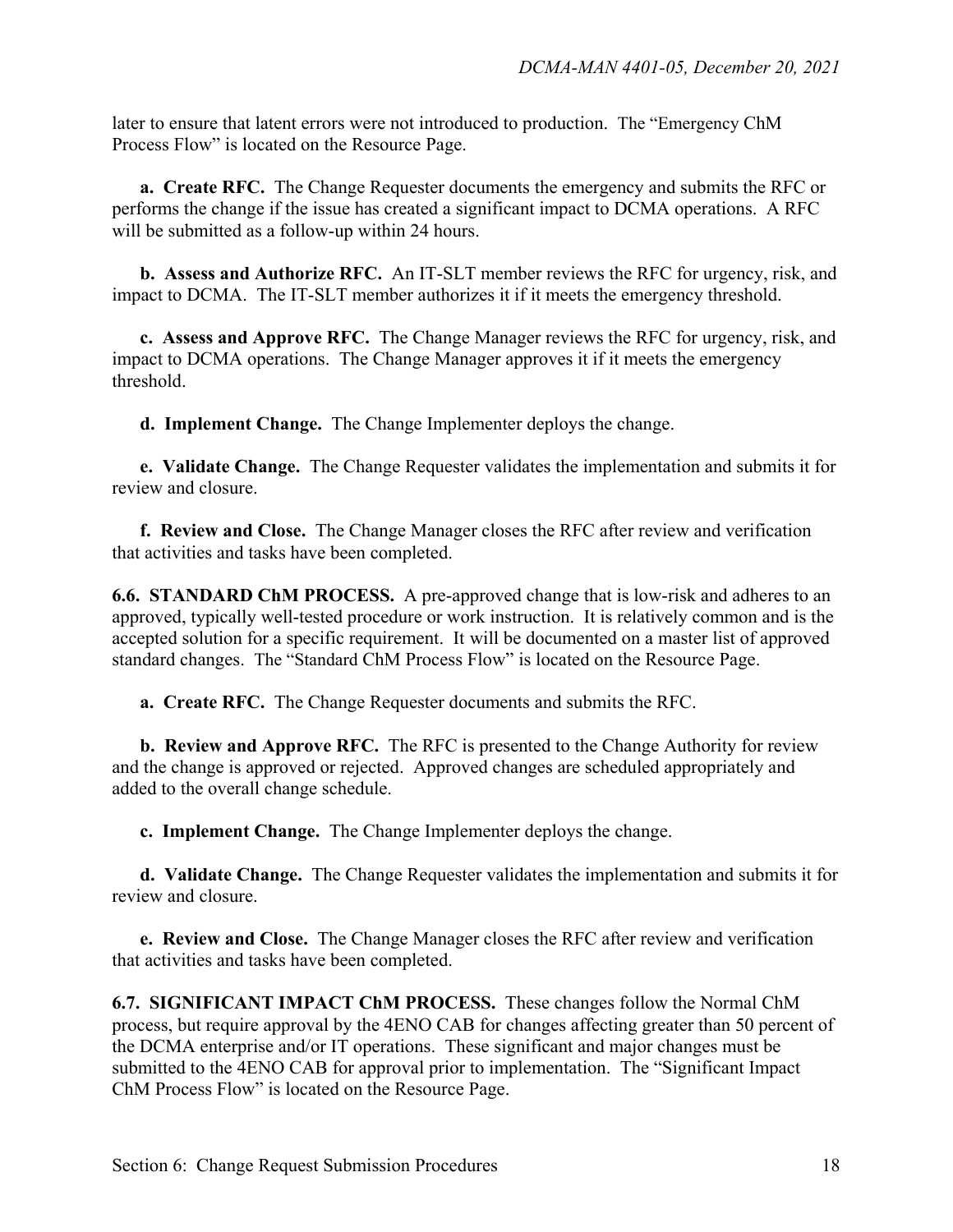later to ensure that latent errors were not introduced to production. The "Emergency ChM Process Flow" is located on the Resource Page.

**a. Create RFC.** The Change Requester documents the emergency and submits the RFC or performs the change if the issue has created a significant impact to DCMA operations. A RFC will be submitted as a follow-up within 24 hours.

**b. Assess and Authorize RFC.** An IT-SLT member reviews the RFC for urgency, risk, and impact to DCMA. The IT-SLT member authorizes it if it meets the emergency threshold.

**c. Assess and Approve RFC.** The Change Manager reviews the RFC for urgency, risk, and impact to DCMA operations. The Change Manager approves it if it meets the emergency threshold.

**d. Implement Change.** The Change Implementer deploys the change.

**e. Validate Change.** The Change Requester validates the implementation and submits it for review and closure.

**f. Review and Close.** The Change Manager closes the RFC after review and verification that activities and tasks have been completed.

**6.6. STANDARD ChM PROCESS.** A pre-approved change that is low-risk and adheres to an approved, typically well-tested procedure or work instruction. It is relatively common and is the accepted solution for a specific requirement. It will be documented on a master list of approved standard changes. The "Standard ChM Process Flow" is located on the Resource Page.

**a. Create RFC.** The Change Requester documents and submits the RFC.

**b. Review and Approve RFC.** The RFC is presented to the Change Authority for review and the change is approved or rejected. Approved changes are scheduled appropriately and added to the overall change schedule.

**c. Implement Change.** The Change Implementer deploys the change.

**d. Validate Change.** The Change Requester validates the implementation and submits it for review and closure.

**e. Review and Close.** The Change Manager closes the RFC after review and verification that activities and tasks have been completed.

**6.7. SIGNIFICANT IMPACT ChM PROCESS.** These changes follow the Normal ChM process, but require approval by the 4ENO CAB for changes affecting greater than 50 percent of the DCMA enterprise and/or IT operations. These significant and major changes must be submitted to the 4ENO CAB for approval prior to implementation. The "Significant Impact ChM Process Flow" is located on the Resource Page.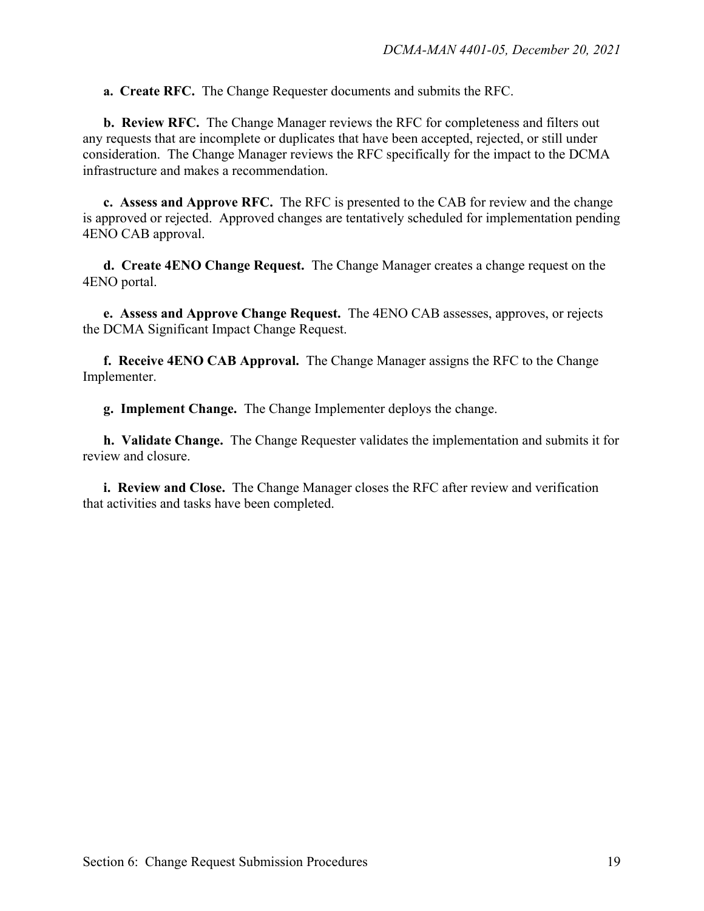**a. Create RFC.** The Change Requester documents and submits the RFC.

**b. Review RFC.** The Change Manager reviews the RFC for completeness and filters out any requests that are incomplete or duplicates that have been accepted, rejected, or still under consideration. The Change Manager reviews the RFC specifically for the impact to the DCMA infrastructure and makes a recommendation.

**c. Assess and Approve RFC.** The RFC is presented to the CAB for review and the change is approved or rejected. Approved changes are tentatively scheduled for implementation pending 4ENO CAB approval.

**d. Create 4ENO Change Request.** The Change Manager creates a change request on the 4ENO portal.

**e. Assess and Approve Change Request.** The 4ENO CAB assesses, approves, or rejects the DCMA Significant Impact Change Request.

**f. Receive 4ENO CAB Approval.** The Change Manager assigns the RFC to the Change Implementer.

**g. Implement Change.** The Change Implementer deploys the change.

**h. Validate Change.** The Change Requester validates the implementation and submits it for review and closure.

**i. Review and Close.** The Change Manager closes the RFC after review and verification that activities and tasks have been completed.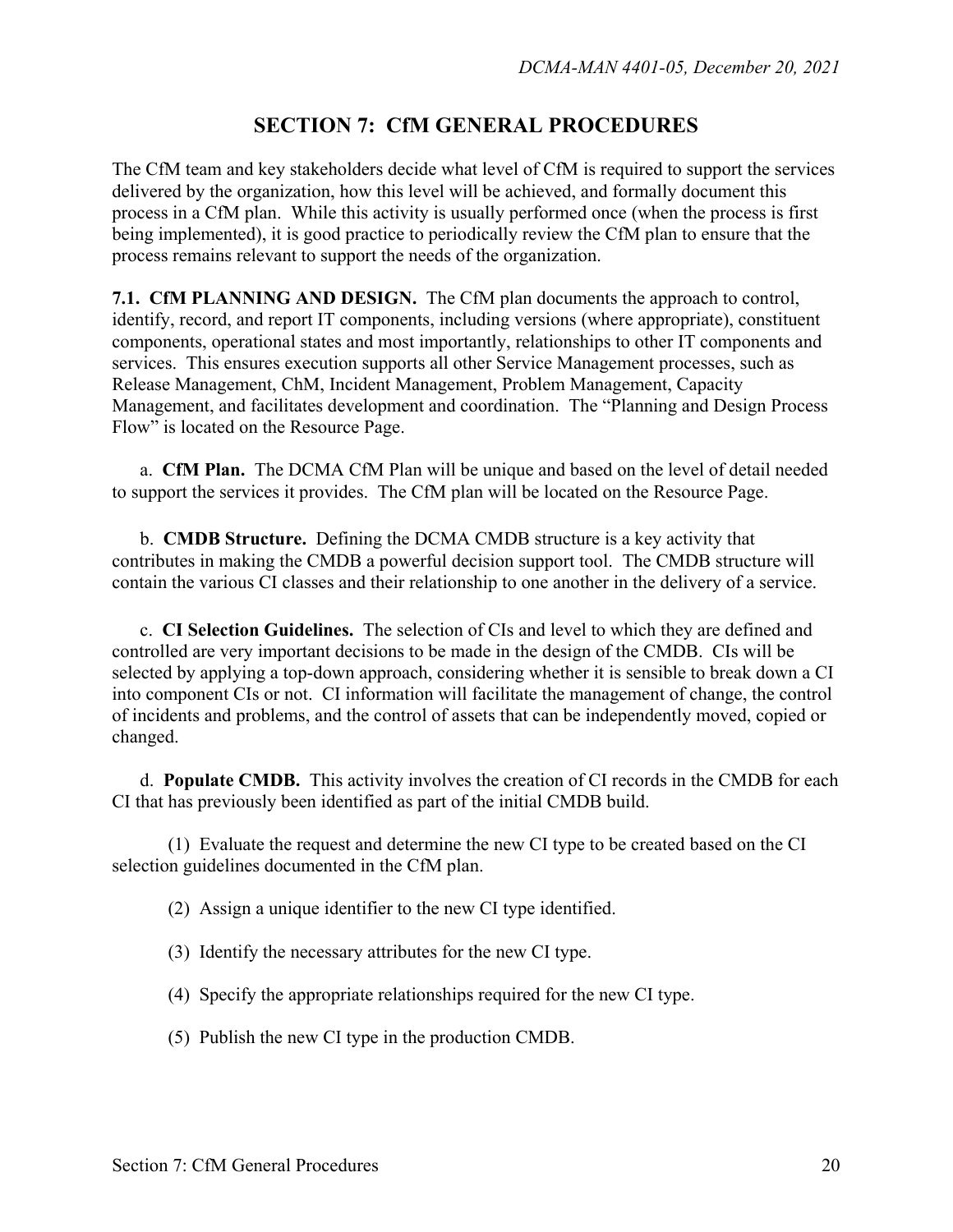# SECTION 7: CfM GENERAL PROCEDURES

The CfM team and key stakeholders decide what level of CfM is required to support the services delivered by the organization, how this level will be achieved, and formally document this process in a CfM plan. While this activity is usually performed once (when the process is first being implemented), it is good practice to periodically review the CfM plan to ensure that the process remains relevant to support the needs of the organization.

**7.1. CfM PLANNING AND DESIGN.** The CfM plan documents the approach to control, identify, record, and report IT components, including versions (where appropriate), constituent components, operational states and most importantly, relationships to other IT components and services. This ensures execution supports all other Service Management processes, such as Release Management, ChM, Incident Management, Problem Management, Capacity Management, and facilitates development and coordination. The "Planning and Design Process Flow" is located on the Resource Page.

a. **CfM Plan.** The DCMA CfM Plan will be unique and based on the level of detail needed to support the services it provides. The CfM plan will be located on the Resource Page.

b. **CMDB Structure.** Defining the DCMA CMDB structure is a key activity that contributes in making the CMDB a powerful decision support tool. The CMDB structure will contain the various CI classes and their relationship to one another in the delivery of a service.

c. **CI Selection Guidelines.** The selection of CIs and level to which they are defined and controlled are very important decisions to be made in the design of the CMDB. CIs will be selected by applying a top-down approach, considering whether it is sensible to break down a CI into component CIs or not. CI information will facilitate the management of change, the control of incidents and problems, and the control of assets that can be independently moved, copied or changed.

d. **Populate CMDB.** This activity involves the creation of CI records in the CMDB for each CI that has previously been identified as part of the initial CMDB build.

(1) Evaluate the request and determine the new CI type to be created based on the CI selection guidelines documented in the CfM plan.

(2) Assign a unique identifier to the new CI type identified.

(3) Identify the necessary attributes for the new CI type.

(4) Specify the appropriate relationships required for the new CI type.

(5) Publish the new CI type in the production CMDB.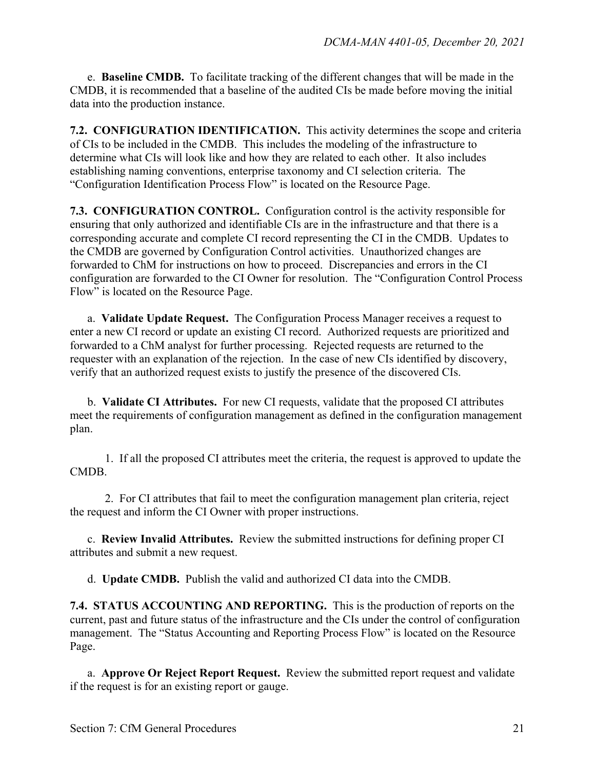e. **Baseline CMDB.** To facilitate tracking of the different changes that will be made in the CMDB, it is recommended that a baseline of the audited CIs be made before moving the initial data into the production instance.

**7.2. CONFIGURATION IDENTIFICATION.** This activity determines the scope and criteria of CIs to be included in the CMDB. This includes the modeling of the infrastructure to determine what CIs will look like and how they are related to each other. It also includes establishing naming conventions, enterprise taxonomy and CI selection criteria. The "Configuration Identification Process Flow" is located on the Resource Page.

**7.3. CONFIGURATION CONTROL.** Configuration control is the activity responsible for ensuring that only authorized and identifiable CIs are in the infrastructure and that there is a corresponding accurate and complete CI record representing the CI in the CMDB. Updates to the CMDB are governed by Configuration Control activities. Unauthorized changes are forwarded to ChM for instructions on how to proceed. Discrepancies and errors in the CI configuration are forwarded to the CI Owner for resolution. The "Configuration Control Process Flow" is located on the Resource Page.

a. **Validate Update Request.** The Configuration Process Manager receives a request to enter a new CI record or update an existing CI record. Authorized requests are prioritized and forwarded to a ChM analyst for further processing. Rejected requests are returned to the requester with an explanation of the rejection. In the case of new CIs identified by discovery, verify that an authorized request exists to justify the presence of the discovered CIs.

b. **Validate CI Attributes.** For new CI requests, validate that the proposed CI attributes meet the requirements of configuration management as defined in the configuration management plan.

1. If all the proposed CI attributes meet the criteria, the request is approved to update the CMDB.

2. For CI attributes that fail to meet the configuration management plan criteria, reject the request and inform the CI Owner with proper instructions.

c. **Review Invalid Attributes.** Review the submitted instructions for defining proper CI attributes and submit a new request.

d. **Update CMDB.** Publish the valid and authorized CI data into the CMDB.

**7.4. STATUS ACCOUNTING AND REPORTING.** This is the production of reports on the current, past and future status of the infrastructure and the CIs under the control of configuration management. The "Status Accounting and Reporting Process Flow" is located on the Resource Page.

a. **Approve Or Reject Report Request.** Review the submitted report request and validate if the request is for an existing report or gauge.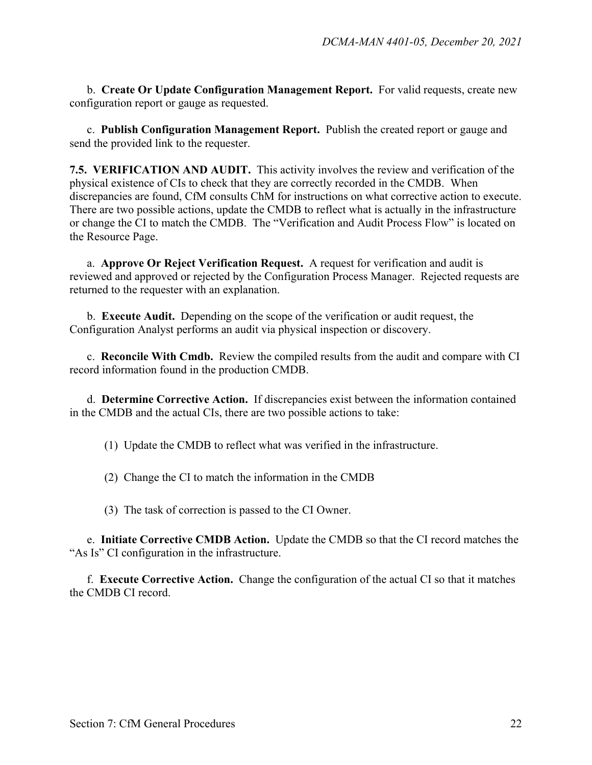b. **Create Or Update Configuration Management Report.** For valid requests, create new configuration report or gauge as requested.

c. **Publish Configuration Management Report.** Publish the created report or gauge and send the provided link to the requester.

**7.5. VERIFICATION AND AUDIT.** This activity involves the review and verification of the physical existence of CIs to check that they are correctly recorded in the CMDB. When discrepancies are found, CfM consults ChM for instructions on what corrective action to execute. There are two possible actions, update the CMDB to reflect what is actually in the infrastructure or change the CI to match the CMDB. The "Verification and Audit Process Flow" is located on the Resource Page.

a. **Approve Or Reject Verification Request.** A request for verification and audit is reviewed and approved or rejected by the Configuration Process Manager. Rejected requests are returned to the requester with an explanation.

b. **Execute Audit.** Depending on the scope of the verification or audit request, the Configuration Analyst performs an audit via physical inspection or discovery.

c. **Reconcile With Cmdb.** Review the compiled results from the audit and compare with CI record information found in the production CMDB.

d. **Determine Corrective Action.** If discrepancies exist between the information contained in the CMDB and the actual CIs, there are two possible actions to take:

(1) Update the CMDB to reflect what was verified in the infrastructure.

(2) Change the CI to match the information in the CMDB

(3) The task of correction is passed to the CI Owner.

e. **Initiate Corrective CMDB Action.** Update the CMDB so that the CI record matches the "As Is" CI configuration in the infrastructure.

f. **Execute Corrective Action.** Change the configuration of the actual CI so that it matches the CMDB CI record.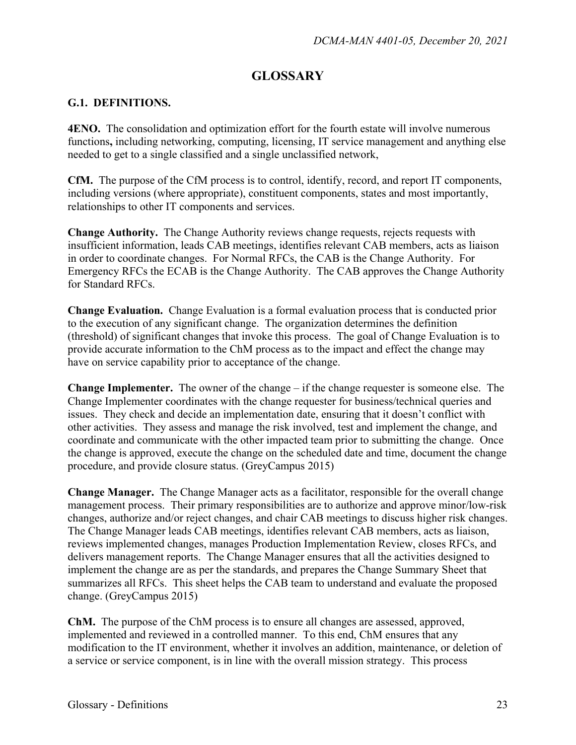# GLOSSARY

## G.1. DEFINITIONS.

**4ENO.** The consolidation and optimization effort for the fourth estate will involve numerous functions**,** including networking, computing, licensing, IT service management and anything else needed to get to a single classified and a single unclassified network,

**CfM.** The purpose of the CfM process is to control, identify, record, and report IT components, including versions (where appropriate), constituent components, states and most importantly, relationships to other IT components and services.

**Change Authority.** The Change Authority reviews change requests, rejects requests with insufficient information, leads CAB meetings, identifies relevant CAB members, acts as liaison in order to coordinate changes. For Normal RFCs, the CAB is the Change Authority. For Emergency RFCs the ECAB is the Change Authority. The CAB approves the Change Authority for Standard RFCs.

**Change Evaluation.** Change Evaluation is a formal evaluation process that is conducted prior to the execution of any significant change. The organization determines the definition (threshold) of significant changes that invoke this process. The goal of Change Evaluation is to provide accurate information to the ChM process as to the impact and effect the change may have on service capability prior to acceptance of the change.

**Change Implementer.** The owner of the change – if the change requester is someone else. The Change Implementer coordinates with the change requester for business/technical queries and issues. They check and decide an implementation date, ensuring that it doesn't conflict with other activities. They assess and manage the risk involved, test and implement the change, and coordinate and communicate with the other impacted team prior to submitting the change. Once the change is approved, execute the change on the scheduled date and time, document the change procedure, and provide closure status. (GreyCampus 2015)

**Change Manager.** The Change Manager acts as a facilitator, responsible for the overall change management process. Their primary responsibilities are to authorize and approve minor/low-risk changes, authorize and/or reject changes, and chair CAB meetings to discuss higher risk changes. The Change Manager leads CAB meetings, identifies relevant CAB members, acts as liaison, reviews implemented changes, manages Production Implementation Review, closes RFCs, and delivers management reports. The Change Manager ensures that all the activities designed to implement the change are as per the standards, and prepares the Change Summary Sheet that summarizes all RFCs. This sheet helps the CAB team to understand and evaluate the proposed change. (GreyCampus 2015)

**ChM.** The purpose of the ChM process is to ensure all changes are assessed, approved, implemented and reviewed in a controlled manner. To this end, ChM ensures that any modification to the IT environment, whether it involves an addition, maintenance, or deletion of a service or service component, is in line with the overall mission strategy. This process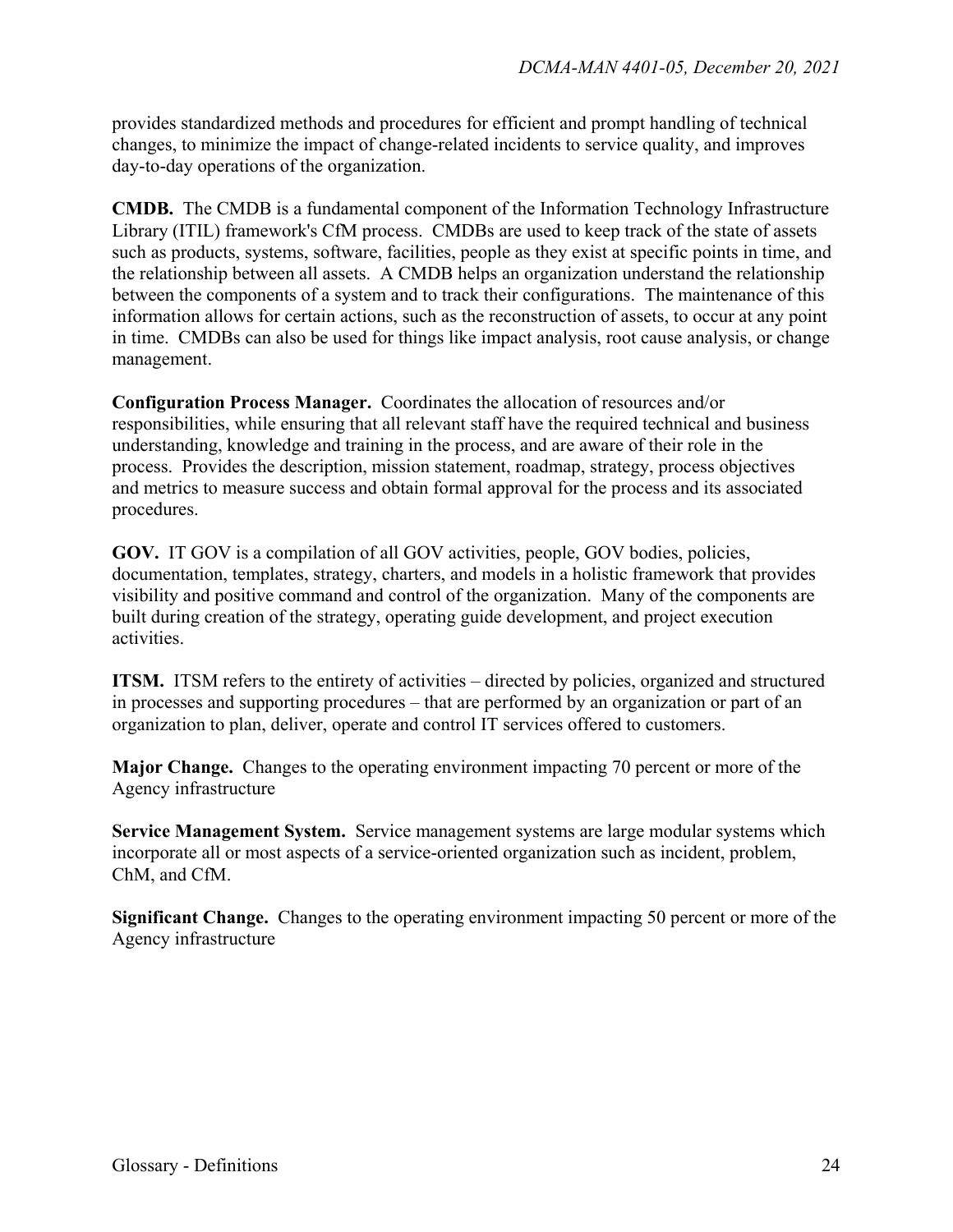provides standardized methods and procedures for efficient and prompt handling of technical changes, to minimize the impact of change-related incidents to service quality, and improves day-to-day operations of the organization.

**CMDB.** The CMDB is a fundamental component of the Information Technology Infrastructure Library (ITIL) framework's CfM process. CMDBs are used to keep track of the state of assets such as products, systems, software, facilities, people as they exist at specific points in time, and the relationship between all assets. A CMDB helps an organization understand the relationship between the components of a system and to track their configurations. The maintenance of this information allows for certain actions, such as the reconstruction of assets, to occur at any point in time. CMDBs can also be used for things like impact analysis, root cause analysis, or change management.

**Configuration Process Manager.** Coordinates the allocation of resources and/or responsibilities, while ensuring that all relevant staff have the required technical and business understanding, knowledge and training in the process, and are aware of their role in the process. Provides the description, mission statement, roadmap, strategy, process objectives and metrics to measure success and obtain formal approval for the process and its associated procedures.

**GOV.** IT GOV is a compilation of all GOV activities, people, GOV bodies, policies, documentation, templates, strategy, charters, and models in a holistic framework that provides visibility and positive command and control of the organization. Many of the components are built during creation of the strategy, operating guide development, and project execution activities.

**ITSM.** ITSM refers to the entirety of activities – directed by policies, organized and structured in processes and supporting procedures – that are performed by an organization or part of an organization to plan, deliver, operate and control IT services offered to customers.

**Major Change.** Changes to the operating environment impacting 70 percent or more of the Agency infrastructure

**Service Management System.** Service management systems are large modular systems which incorporate all or most aspects of a service-oriented organization such as incident, problem, ChM, and CfM.

**Significant Change.** Changes to the operating environment impacting 50 percent or more of the Agency infrastructure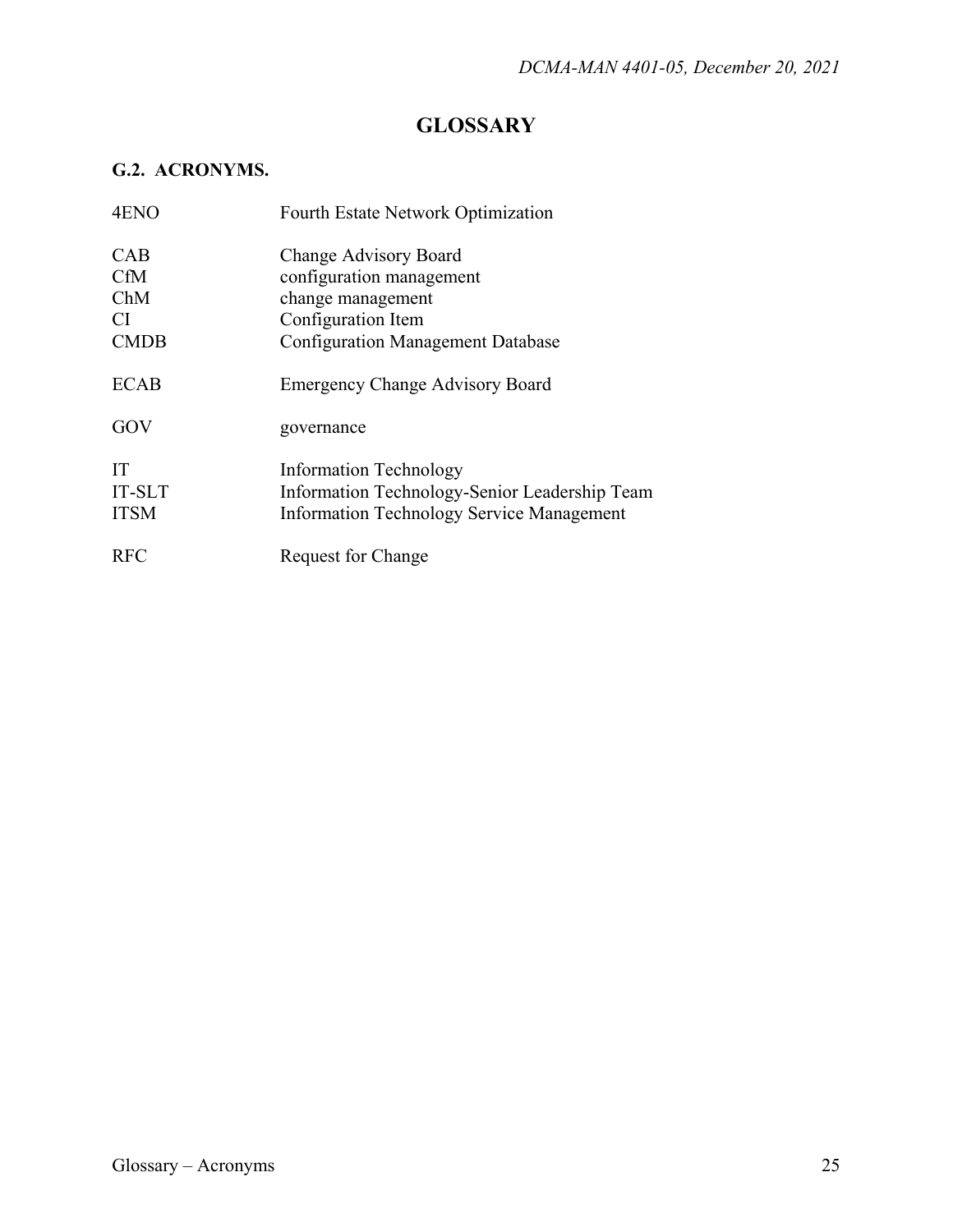# GLOSSARY

## G.2. ACRONYMS.

| | |
|---|---|
| 4ENO | Fourth Estate Network Optimization |
| CAB | Change Advisory Board |
| CfM | configuration management |
| ChM | change management |
| CI | Configuration Item |
| CMDB | Configuration Management Database |
| ECAB | Emergency Change Advisory Board |
| GOV | governance |
| IT | Information Technology |
| IT-SLT | Information Technology-Senior Leadership Team |
| ITSM | Information Technology Service Management |
| RFC | Request for Change |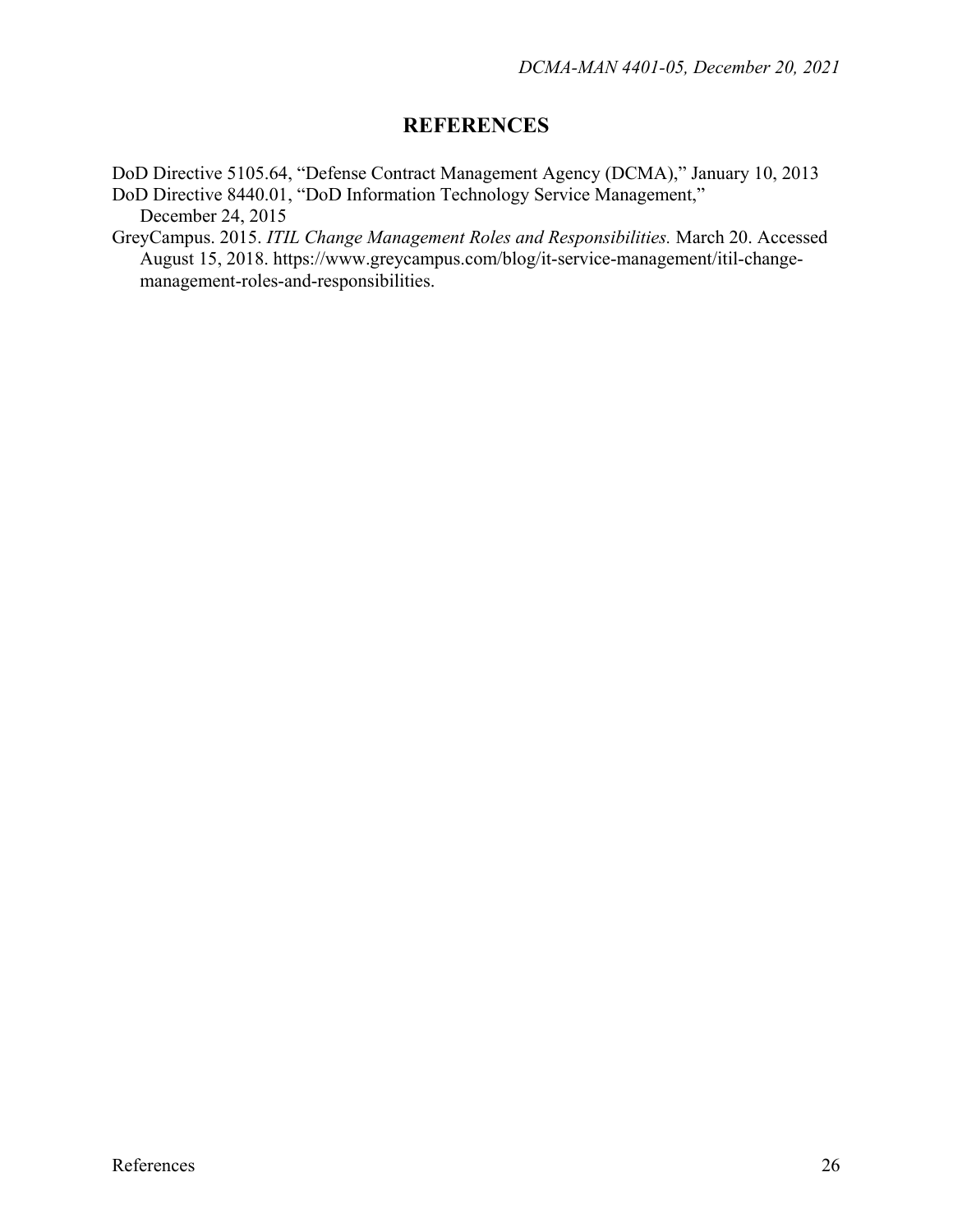# REFERENCES

DoD Directive 5105.64, "Defense Contract Management Agency (DCMA)," January 10, 2013

DoD Directive 8440.01, "DoD Information Technology Service Management," December 24, 2015

GreyCampus. 2015. *ITIL Change Management Roles and Responsibilities.* March 20. Accessed August 15, 2018. https://www.greycampus.com/blog/it-service-management/itil-change-management-roles-and-responsibilities.